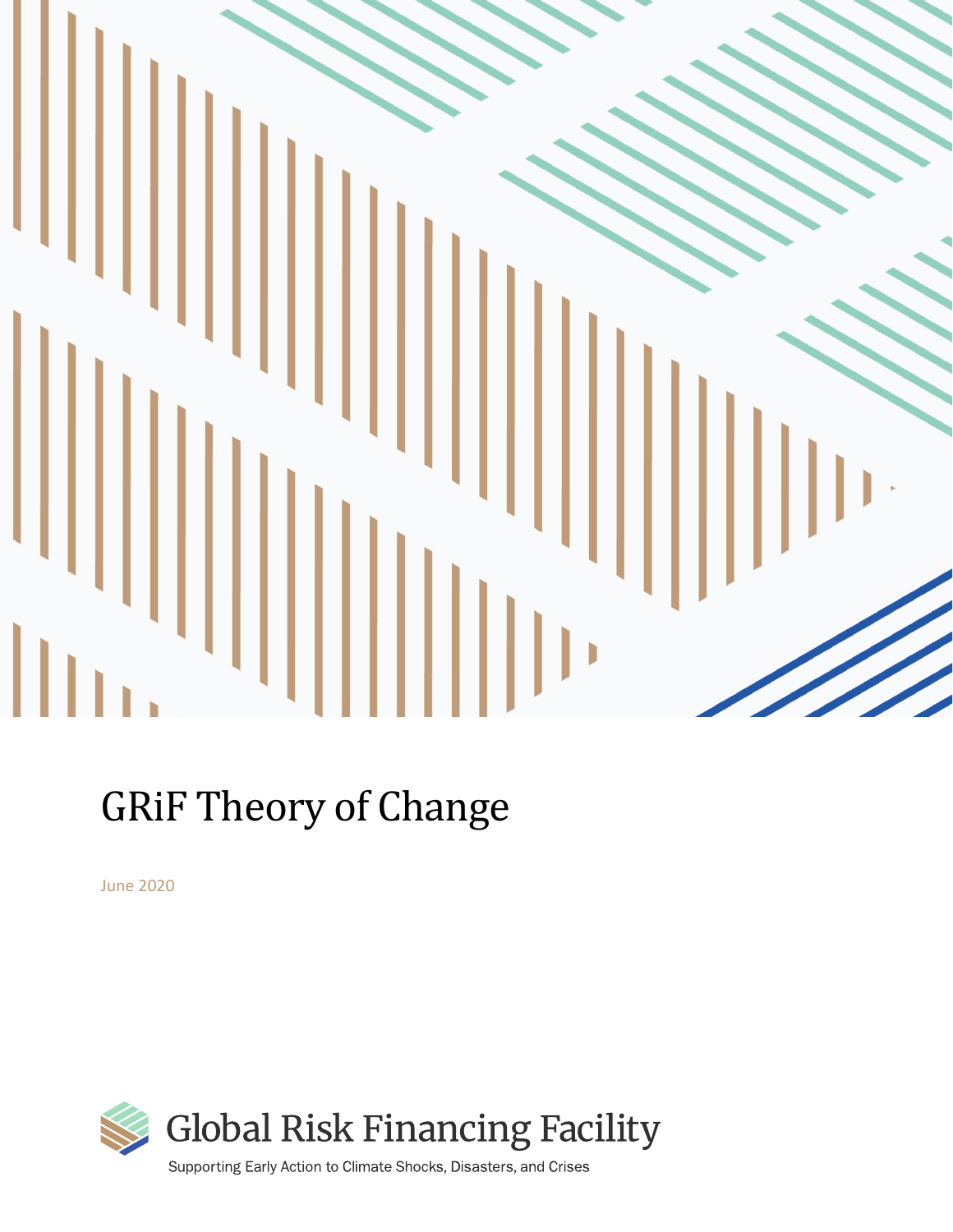# GRiF Theory of Change

June 2020

Global Risk Financing Facility

Supporting Early Action to Climate Shocks, Disasters, and Crises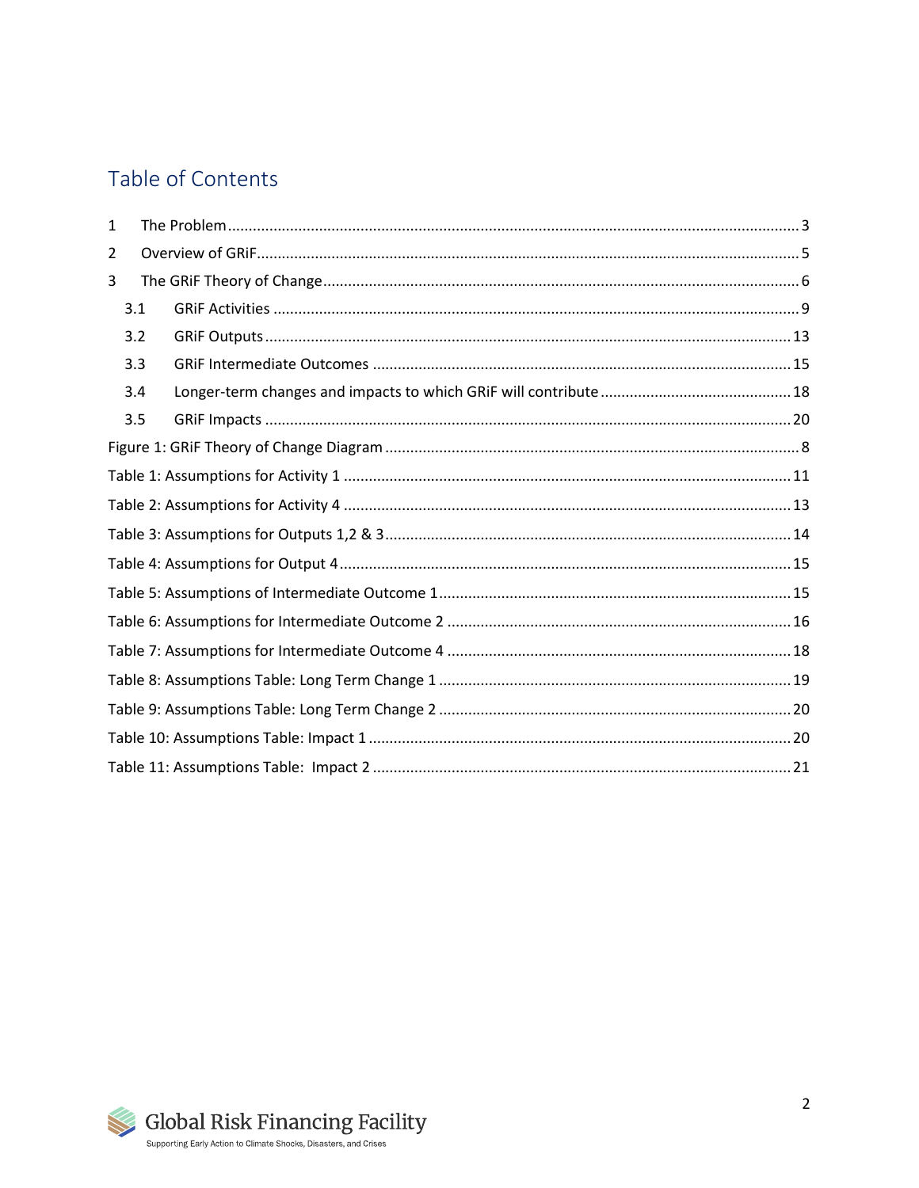# Table of Contents

1 The Problem ............................................................ 3

2 Overview of GRiF ............................................................ 5

3 The GRiF Theory of Change ............................................................ 6

- 3.1 GRiF Activities ............................................................ 9
- 3.2 GRiF Outputs ............................................................ 13
- 3.3 GRiF Intermediate Outcomes ............................................................ 15
- 3.4 Longer-term changes and impacts to which GRiF will contribute ............................................................ 18
- 3.5 GRiF Impacts ............................................................ 20

Figure 1: GRiF Theory of Change Diagram ............................................................ 8

Table 1: Assumptions for Activity 1 ............................................................ 11

Table 2: Assumptions for Activity 4 ............................................................ 13

Table 3: Assumptions for Outputs 1,2 & 3 ............................................................ 14

Table 4: Assumptions for Output 4 ............................................................ 15

Table 5: Assumptions of Intermediate Outcome 1 ............................................................ 15

Table 6: Assumptions for Intermediate Outcome 2 ............................................................ 16

Table 7: Assumptions for Intermediate Outcome 4 ............................................................ 18

Table 8: Assumptions Table: Long Term Change 1 ............................................................ 19

Table 9: Assumptions Table: Long Term Change 2 ............................................................ 20

Table 10: Assumptions Table: Impact 1 ............................................................ 20

Table 11: Assumptions Table: Impact 2 ............................................................ 21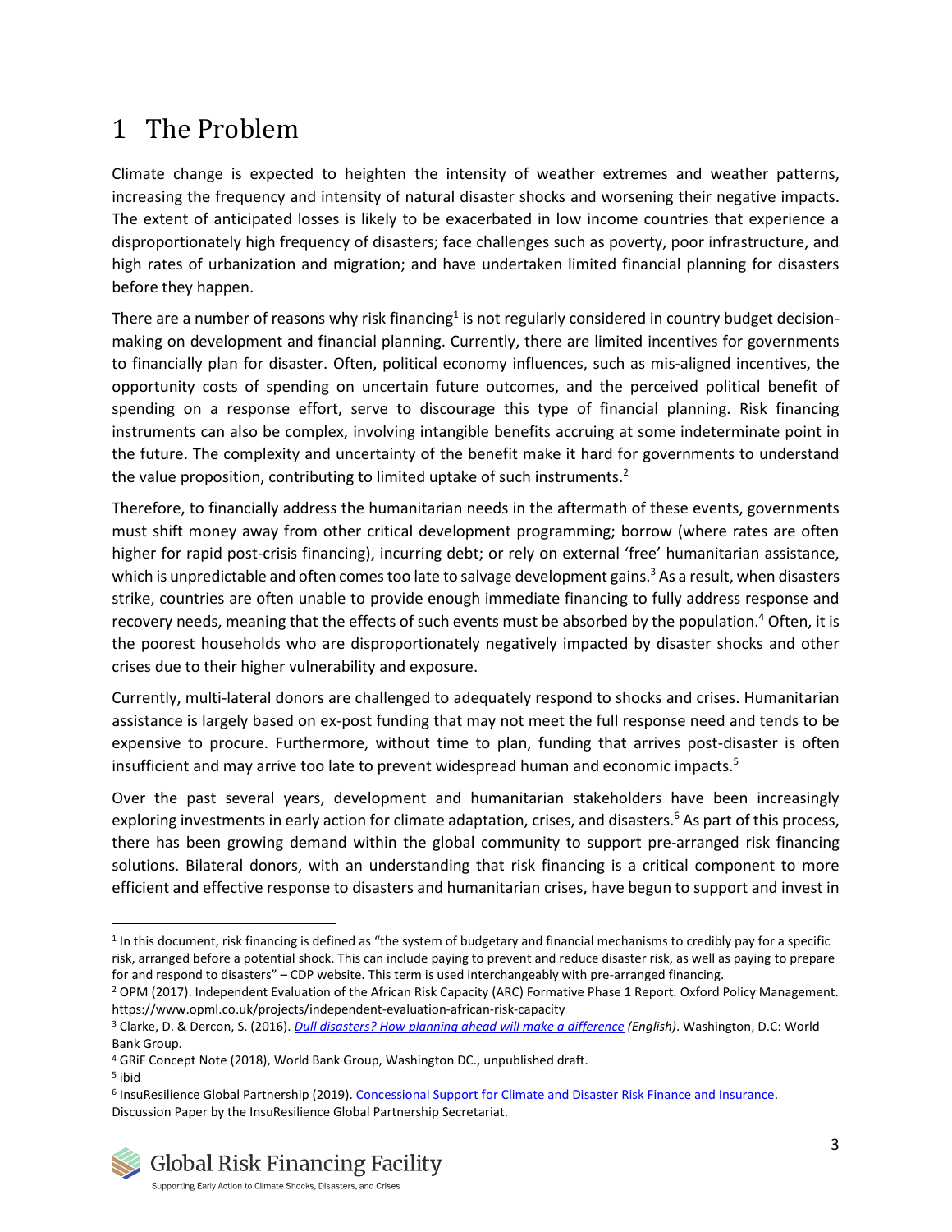# 1 The Problem

Climate change is expected to heighten the intensity of weather extremes and weather patterns, increasing the frequency and intensity of natural disaster shocks and worsening their negative impacts. The extent of anticipated losses is likely to be exacerbated in low income countries that experience a disproportionately high frequency of disasters; face challenges such as poverty, poor infrastructure, and high rates of urbanization and migration; and have undertaken limited financial planning for disasters before they happen.

There are a number of reasons why risk financing[1] is not regularly considered in country budget decision-making on development and financial planning. Currently, there are limited incentives for governments to financially plan for disaster. Often, political economy influences, such as mis-aligned incentives, the opportunity costs of spending on uncertain future outcomes, and the perceived political benefit of spending on a response effort, serve to discourage this type of financial planning. Risk financing instruments can also be complex, involving intangible benefits accruing at some indeterminate point in the future. The complexity and uncertainty of the benefit make it hard for governments to understand the value proposition, contributing to limited uptake of such instruments.[2]

Therefore, to financially address the humanitarian needs in the aftermath of these events, governments must shift money away from other critical development programming; borrow (where rates are often higher for rapid post-crisis financing), incurring debt; or rely on external 'free' humanitarian assistance, which is unpredictable and often comes too late to salvage development gains.[3] As a result, when disasters strike, countries are often unable to provide enough immediate financing to fully address response and recovery needs, meaning that the effects of such events must be absorbed by the population.[4] Often, it is the poorest households who are disproportionately negatively impacted by disaster shocks and other crises due to their higher vulnerability and exposure.

Currently, multi-lateral donors are challenged to adequately respond to shocks and crises. Humanitarian assistance is largely based on ex-post funding that may not meet the full response need and tends to be expensive to procure. Furthermore, without time to plan, funding that arrives post-disaster is often insufficient and may arrive too late to prevent widespread human and economic impacts.[5]

Over the past several years, development and humanitarian stakeholders have been increasingly exploring investments in early action for climate adaptation, crises, and disasters.[6] As part of this process, there has been growing demand within the global community to support pre-arranged risk financing solutions. Bilateral donors, with an understanding that risk financing is a critical component to more efficient and effective response to disasters and humanitarian crises, have begun to support and invest in

---

[1] In this document, risk financing is defined as "the system of budgetary and financial mechanisms to credibly pay for a specific risk, arranged before a potential shock. This can include paying to prevent and reduce disaster risk, as well as paying to prepare for and respond to disasters" – CDP website. This term is used interchangeably with pre-arranged financing.

[2] OPM (2017). Independent Evaluation of the African Risk Capacity (ARC) Formative Phase 1 Report. Oxford Policy Management. https://www.opml.co.uk/projects/independent-evaluation-african-risk-capacity

[3] Clarke, D. & Dercon, S. (2016). *Dull disasters? How planning ahead will make a difference (English)*. Washington, D.C: World Bank Group.

[4] GRiF Concept Note (2018), World Bank Group, Washington DC., unpublished draft.

[5] ibid

[6] InsuResilience Global Partnership (2019). Concessional Support for Climate and Disaster Risk Finance and Insurance. Discussion Paper by the InsuResilience Global Partnership Secretariat.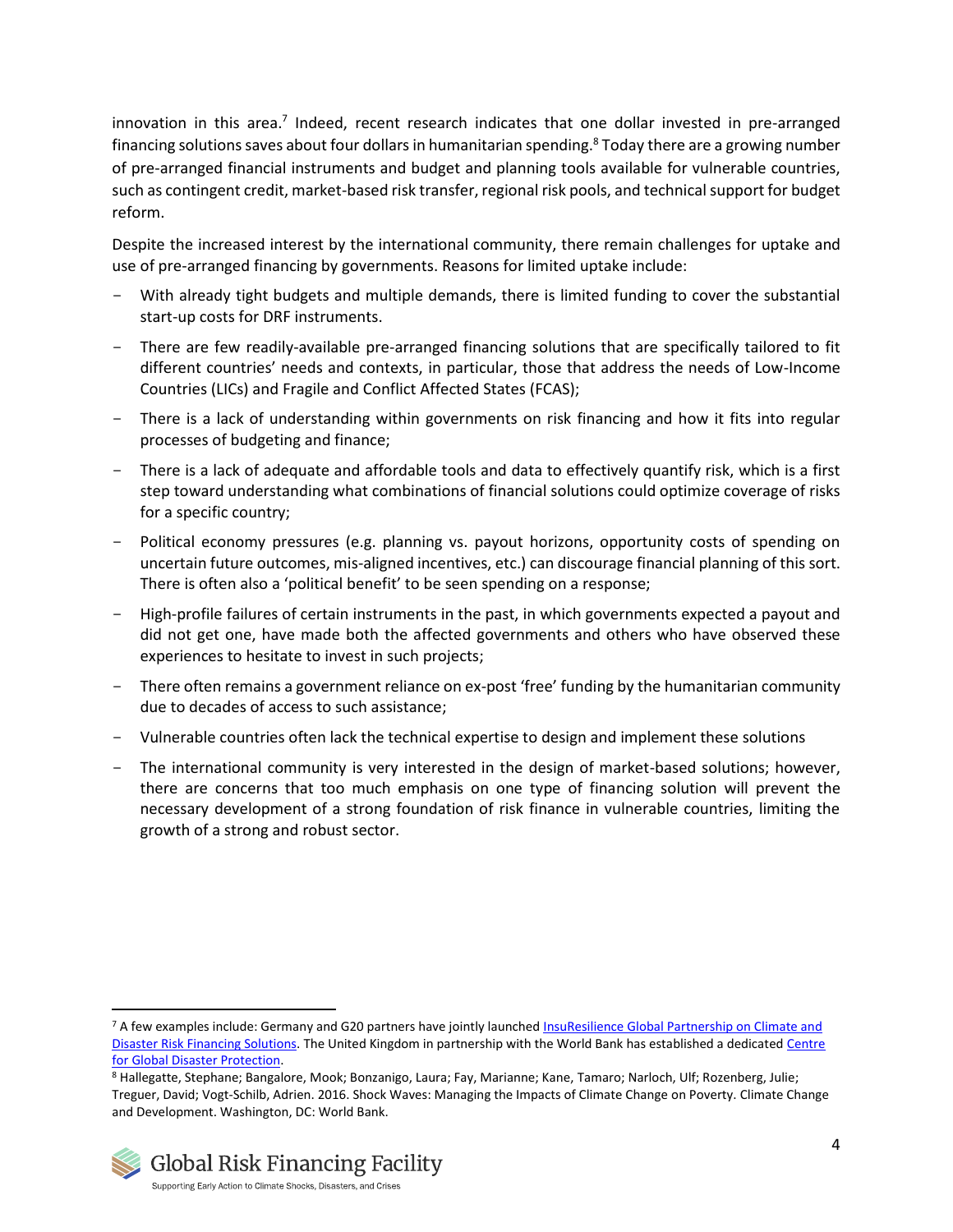innovation in this area.[7] Indeed, recent research indicates that one dollar invested in pre-arranged financing solutions saves about four dollars in humanitarian spending.[8] Today there are a growing number of pre-arranged financial instruments and budget and planning tools available for vulnerable countries, such as contingent credit, market-based risk transfer, regional risk pools, and technical support for budget reform.

Despite the increased interest by the international community, there remain challenges for uptake and use of pre-arranged financing by governments. Reasons for limited uptake include:

- With already tight budgets and multiple demands, there is limited funding to cover the substantial start-up costs for DRF instruments.
- There are few readily-available pre-arranged financing solutions that are specifically tailored to fit different countries' needs and contexts, in particular, those that address the needs of Low-Income Countries (LICs) and Fragile and Conflict Affected States (FCAS);
- There is a lack of understanding within governments on risk financing and how it fits into regular processes of budgeting and finance;
- There is a lack of adequate and affordable tools and data to effectively quantify risk, which is a first step toward understanding what combinations of financial solutions could optimize coverage of risks for a specific country;
- Political economy pressures (e.g. planning vs. payout horizons, opportunity costs of spending on uncertain future outcomes, mis-aligned incentives, etc.) can discourage financial planning of this sort. There is often also a 'political benefit' to be seen spending on a response;
- High-profile failures of certain instruments in the past, in which governments expected a payout and did not get one, have made both the affected governments and others who have observed these experiences to hesitate to invest in such projects;
- There often remains a government reliance on ex-post 'free' funding by the humanitarian community due to decades of access to such assistance;
- Vulnerable countries often lack the technical expertise to design and implement these solutions
- The international community is very interested in the design of market-based solutions; however, there are concerns that too much emphasis on one type of financing solution will prevent the necessary development of a strong foundation of risk finance in vulnerable countries, limiting the growth of a strong and robust sector.

---

[7] A few examples include: Germany and G20 partners have jointly launched InsuResilience Global Partnership on Climate and Disaster Risk Financing Solutions. The United Kingdom in partnership with the World Bank has established a dedicated Centre for Global Disaster Protection.

[8] Hallegatte, Stephane; Bangalore, Mook; Bonzanigo, Laura; Fay, Marianne; Kane, Tamaro; Narloch, Ulf; Rozenberg, Julie; Treguer, David; Vogt-Schilb, Adrien. 2016. Shock Waves: Managing the Impacts of Climate Change on Poverty. Climate Change and Development. Washington, DC: World Bank.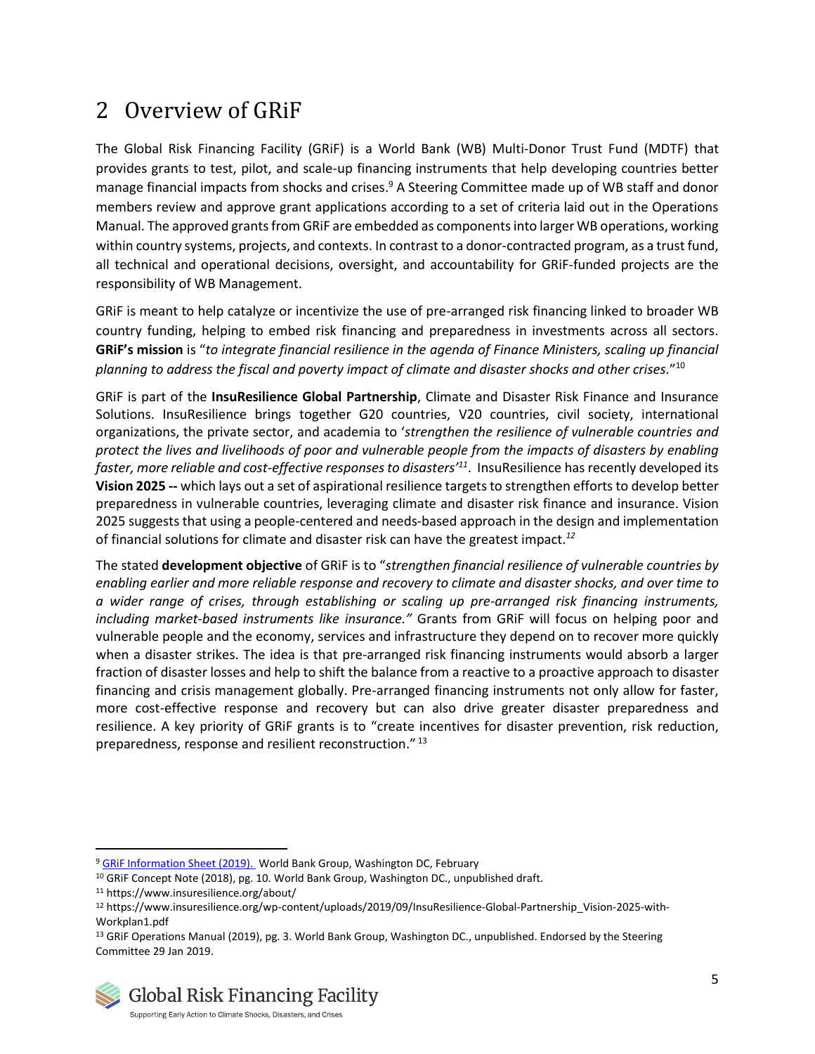# 2 Overview of GRiF

The Global Risk Financing Facility (GRiF) is a World Bank (WB) Multi-Donor Trust Fund (MDTF) that provides grants to test, pilot, and scale-up financing instruments that help developing countries better manage financial impacts from shocks and crises.[9] A Steering Committee made up of WB staff and donor members review and approve grant applications according to a set of criteria laid out in the Operations Manual. The approved grants from GRiF are embedded as components into larger WB operations, working within country systems, projects, and contexts. In contrast to a donor-contracted program, as a trust fund, all technical and operational decisions, oversight, and accountability for GRiF-funded projects are the responsibility of WB Management.

GRiF is meant to help catalyze or incentivize the use of pre-arranged risk financing linked to broader WB country funding, helping to embed risk financing and preparedness in investments across all sectors. **GRiF's mission** is "*to integrate financial resilience in the agenda of Finance Ministers, scaling up financial planning to address the fiscal and poverty impact of climate and disaster shocks and other crises.*"[10]

GRiF is part of the **InsuResilience Global Partnership**, Climate and Disaster Risk Finance and Insurance Solutions. InsuResilience brings together G20 countries, V20 countries, civil society, international organizations, the private sector, and academia to '*strengthen the resilience of vulnerable countries and protect the lives and livelihoods of poor and vulnerable people from the impacts of disasters by enabling faster, more reliable and cost-effective responses to disasters'*[11]. InsuResilience has recently developed its **Vision 2025 --** which lays out a set of aspirational resilience targets to strengthen efforts to develop better preparedness in vulnerable countries, leveraging climate and disaster risk finance and insurance. Vision 2025 suggests that using a people-centered and needs-based approach in the design and implementation of financial solutions for climate and disaster risk can have the greatest impact.[12]

The stated **development objective** of GRiF is to "*strengthen financial resilience of vulnerable countries by enabling earlier and more reliable response and recovery to climate and disaster shocks, and over time to a wider range of crises, through establishing or scaling up pre-arranged risk financing instruments, including market-based instruments like insurance."* Grants from GRiF will focus on helping poor and vulnerable people and the economy, services and infrastructure they depend on to recover more quickly when a disaster strikes. The idea is that pre-arranged risk financing instruments would absorb a larger fraction of disaster losses and help to shift the balance from a reactive to a proactive approach to disaster financing and crisis management globally. Pre-arranged financing instruments not only allow for faster, more cost-effective response and recovery but can also drive greater disaster preparedness and resilience. A key priority of GRiF grants is to "create incentives for disaster prevention, risk reduction, preparedness, response and resilient reconstruction." [13]

---

[9] GRiF Information Sheet (2019). World Bank Group, Washington DC, February

[10] GRiF Concept Note (2018), pg. 10. World Bank Group, Washington DC., unpublished draft.

[11] https://www.insuresilience.org/about/

[12] https://www.insuresilience.org/wp-content/uploads/2019/09/InsuResilience-Global-Partnership_Vision-2025-with-Workplan1.pdf

[13] GRiF Operations Manual (2019), pg. 3. World Bank Group, Washington DC., unpublished. Endorsed by the Steering Committee 29 Jan 2019.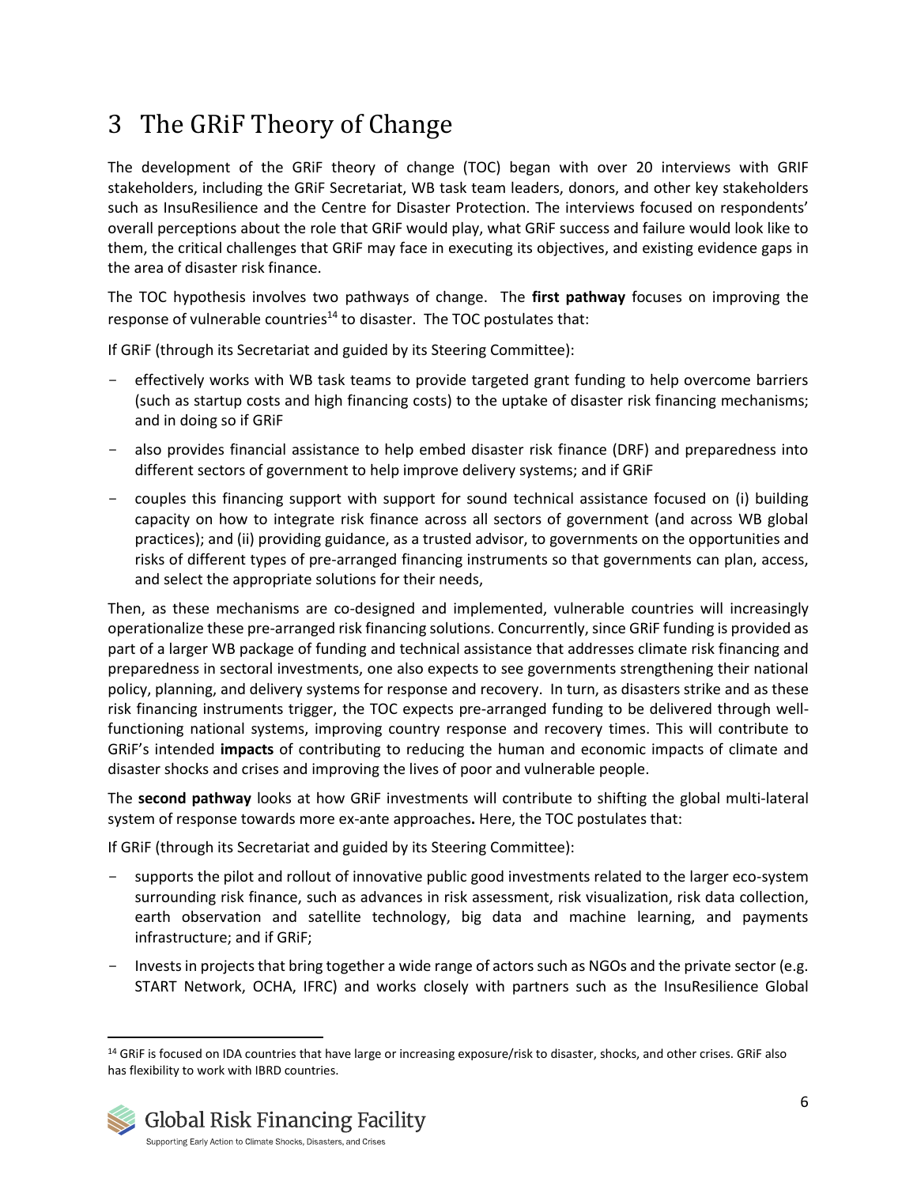# 3 The GRiF Theory of Change

The development of the GRiF theory of change (TOC) began with over 20 interviews with GRIF stakeholders, including the GRiF Secretariat, WB task team leaders, donors, and other key stakeholders such as InsuResilience and the Centre for Disaster Protection. The interviews focused on respondents' overall perceptions about the role that GRiF would play, what GRiF success and failure would look like to them, the critical challenges that GRiF may face in executing its objectives, and existing evidence gaps in the area of disaster risk finance.

The TOC hypothesis involves two pathways of change. The **first pathway** focuses on improving the response of vulnerable countries[14] to disaster. The TOC postulates that:

If GRiF (through its Secretariat and guided by its Steering Committee):

- effectively works with WB task teams to provide targeted grant funding to help overcome barriers (such as startup costs and high financing costs) to the uptake of disaster risk financing mechanisms; and in doing so if GRiF
- also provides financial assistance to help embed disaster risk finance (DRF) and preparedness into different sectors of government to help improve delivery systems; and if GRiF
- couples this financing support with support for sound technical assistance focused on (i) building capacity on how to integrate risk finance across all sectors of government (and across WB global practices); and (ii) providing guidance, as a trusted advisor, to governments on the opportunities and risks of different types of pre-arranged financing instruments so that governments can plan, access, and select the appropriate solutions for their needs,

Then, as these mechanisms are co-designed and implemented, vulnerable countries will increasingly operationalize these pre-arranged risk financing solutions. Concurrently, since GRiF funding is provided as part of a larger WB package of funding and technical assistance that addresses climate risk financing and preparedness in sectoral investments, one also expects to see governments strengthening their national policy, planning, and delivery systems for response and recovery. In turn, as disasters strike and as these risk financing instruments trigger, the TOC expects pre-arranged funding to be delivered through well-functioning national systems, improving country response and recovery times. This will contribute to GRiF's intended **impacts** of contributing to reducing the human and economic impacts of climate and disaster shocks and crises and improving the lives of poor and vulnerable people.

The **second pathway** looks at how GRiF investments will contribute to shifting the global multi-lateral system of response towards more ex-ante approaches**.** Here, the TOC postulates that:

If GRiF (through its Secretariat and guided by its Steering Committee):

- supports the pilot and rollout of innovative public good investments related to the larger eco-system surrounding risk finance, such as advances in risk assessment, risk visualization, risk data collection, earth observation and satellite technology, big data and machine learning, and payments infrastructure; and if GRiF;
- Invests in projects that bring together a wide range of actors such as NGOs and the private sector (e.g. START Network, OCHA, IFRC) and works closely with partners such as the InsuResilience Global

[14] GRiF is focused on IDA countries that have large or increasing exposure/risk to disaster, shocks, and other crises. GRiF also has flexibility to work with IBRD countries.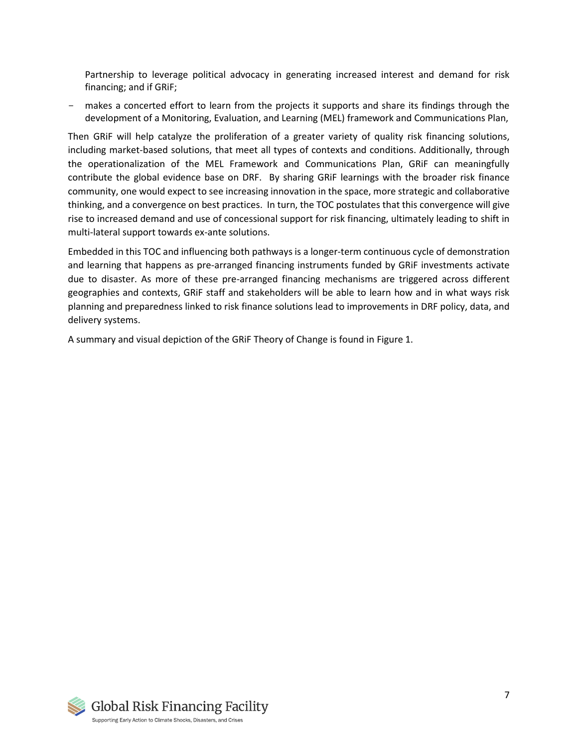Partnership to leverage political advocacy in generating increased interest and demand for risk financing; and if GRiF;

- makes a concerted effort to learn from the projects it supports and share its findings through the development of a Monitoring, Evaluation, and Learning (MEL) framework and Communications Plan,

Then GRiF will help catalyze the proliferation of a greater variety of quality risk financing solutions, including market-based solutions, that meet all types of contexts and conditions. Additionally, through the operationalization of the MEL Framework and Communications Plan, GRiF can meaningfully contribute the global evidence base on DRF. By sharing GRiF learnings with the broader risk finance community, one would expect to see increasing innovation in the space, more strategic and collaborative thinking, and a convergence on best practices. In turn, the TOC postulates that this convergence will give rise to increased demand and use of concessional support for risk financing, ultimately leading to shift in multi-lateral support towards ex-ante solutions.

Embedded in this TOC and influencing both pathways is a longer-term continuous cycle of demonstration and learning that happens as pre-arranged financing instruments funded by GRiF investments activate due to disaster. As more of these pre-arranged financing mechanisms are triggered across different geographies and contexts, GRiF staff and stakeholders will be able to learn how and in what ways risk planning and preparedness linked to risk finance solutions lead to improvements in DRF policy, data, and delivery systems.

A summary and visual depiction of the GRiF Theory of Change is found in Figure 1.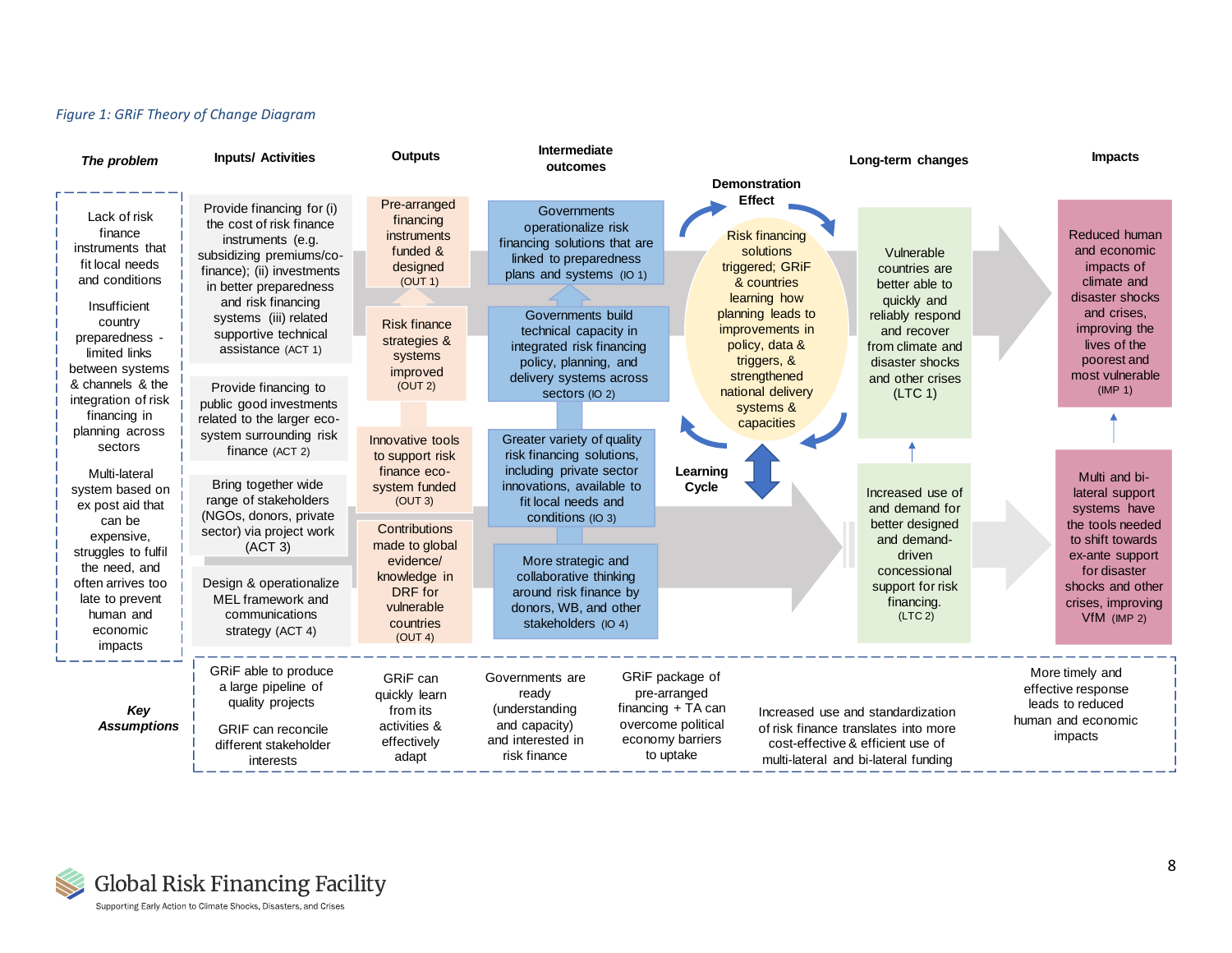*Figure 1: GRiF Theory of Change Diagram*

**The problem**

- Lack of risk finance instruments that fit local needs and conditions
- Insufficient country preparedness - limited links between systems & channels & the integration of risk financing in planning across sectors
- Multi-lateral system based on ex post aid that can be expensive, struggles to fulfil the need, and often arrives too late to prevent human and economic impacts

**Inputs/ Activities**

- Provide financing for (i) the cost of risk finance instruments (e.g. subsidizing premiums/co-finance); (ii) investments in better preparedness and risk financing systems (iii) related supportive technical assistance (ACT 1)
- Provide financing to public good investments related to the larger eco-system surrounding risk finance (ACT 2)
- Bring together wide range of stakeholders (NGOs, donors, private sector) via project work (ACT 3)
- Design & operationalize MEL framework and communications strategy (ACT 4)

**Outputs**

- Pre-arranged financing instruments funded & designed (OUT 1)
- Risk finance strategies & systems improved (OUT 2)
- Innovative tools to support risk finance eco-system funded (OUT 3)
- Contributions made to global evidence/ knowledge in DRF for vulnerable countries (OUT 4)

**Intermediate outcomes**

- Governments operationalize risk financing solutions that are linked to preparedness plans and systems (IO 1)
- Governments build technical capacity in integrated risk financing policy, planning, and delivery systems across sectors (IO 2)
- Greater variety of quality risk financing solutions, including private sector innovations, available to fit local needs and conditions (IO 3)
- More strategic and collaborative thinking around risk finance by donors, WB, and other stakeholders (IO 4)

**Demonstration Effect**

Risk financing solutions triggered; GRiF & countries learning how planning leads to improvements in policy, data & triggers, & strengthened national delivery systems & capacities

**Learning Cycle**

**Long-term changes**

- Vulnerable countries are better able to quickly and reliably respond and recover from climate and disaster shocks and other crises (LTC 1)
- Increased use of and demand for better designed and demand-driven concessional support for risk financing. (LTC 2)

**Impacts**

- Reduced human and economic impacts of climate and disaster shocks and crises, improving the lives of the poorest and most vulnerable (IMP 1)
- Multi and bi-lateral support systems have the tools needed to shift towards ex-ante support for disaster shocks and other crises, improving VfM (IMP 2)

**Key Assumptions**

- GRiF able to produce a large pipeline of quality projects
- GRIF can reconcile different stakeholder interests
- GRiF can quickly learn from its activities & effectively adapt
- Governments are ready (understanding and capacity) and are interested in risk finance
- GRiF package of pre-arranged financing + TA can overcome political economy barriers to uptake
- Increased use and standardization of risk finance translates into more cost-effective & efficient use of multi-lateral and bi-lateral funding
- More timely and effective response leads to reduced human and economic impacts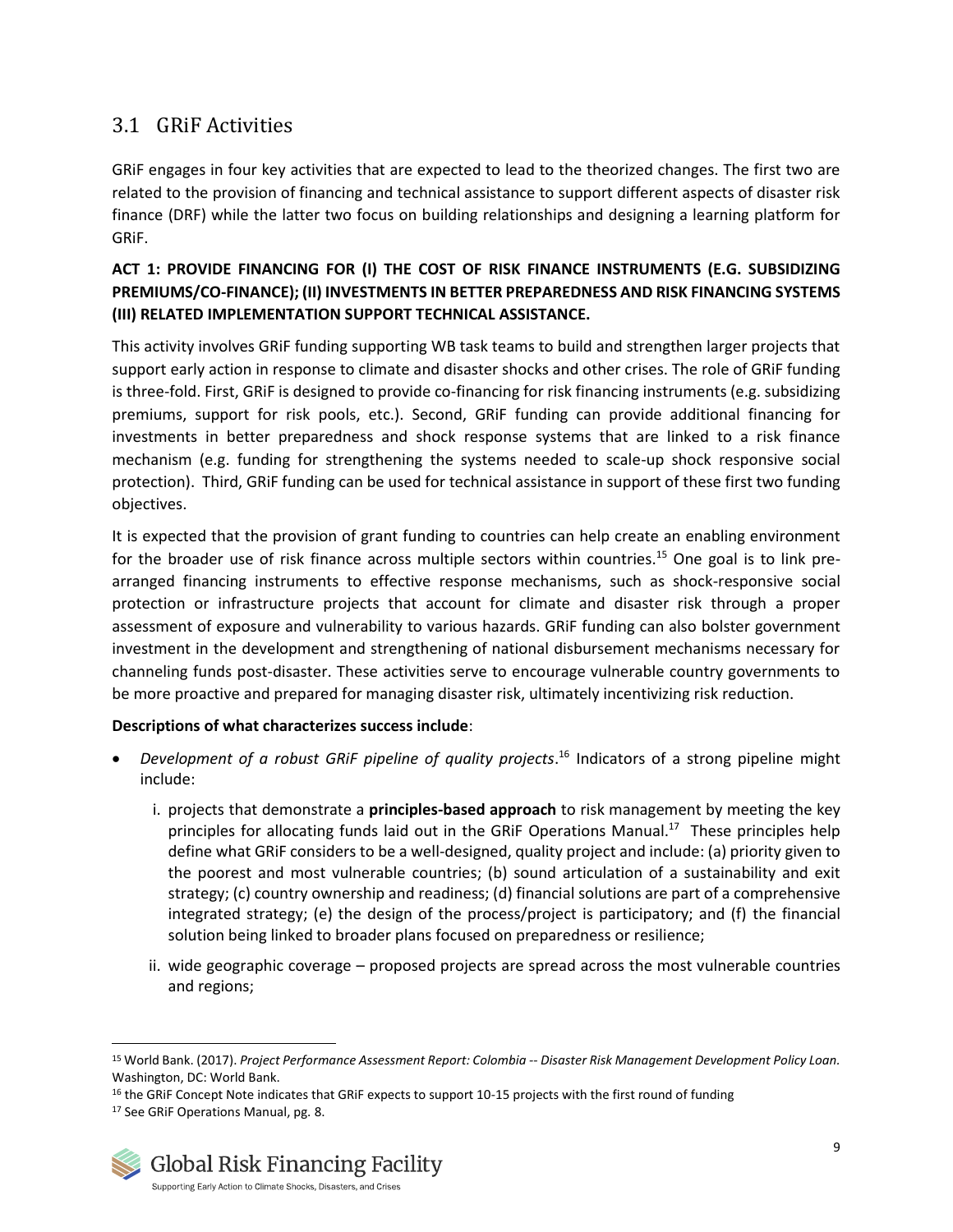## 3.1 GRiF Activities

GRiF engages in four key activities that are expected to lead to the theorized changes. The first two are related to the provision of financing and technical assistance to support different aspects of disaster risk finance (DRF) while the latter two focus on building relationships and designing a learning platform for GRiF.

**ACT 1: PROVIDE FINANCING FOR (I) THE COST OF RISK FINANCE INSTRUMENTS (E.G. SUBSIDIZING PREMIUMS/CO-FINANCE); (II) INVESTMENTS IN BETTER PREPAREDNESS AND RISK FINANCING SYSTEMS (III) RELATED IMPLEMENTATION SUPPORT TECHNICAL ASSISTANCE.**

This activity involves GRiF funding supporting WB task teams to build and strengthen larger projects that support early action in response to climate and disaster shocks and other crises. The role of GRiF funding is three-fold. First, GRiF is designed to provide co-financing for risk financing instruments (e.g. subsidizing premiums, support for risk pools, etc.). Second, GRiF funding can provide additional financing for investments in better preparedness and shock response systems that are linked to a risk finance mechanism (e.g. funding for strengthening the systems needed to scale-up shock responsive social protection). Third, GRiF funding can be used for technical assistance in support of these first two funding objectives.

It is expected that the provision of grant funding to countries can help create an enabling environment for the broader use of risk finance across multiple sectors within countries.[15] One goal is to link pre-arranged financing instruments to effective response mechanisms, such as shock-responsive social protection or infrastructure projects that account for climate and disaster risk through a proper assessment of exposure and vulnerability to various hazards. GRiF funding can also bolster government investment in the development and strengthening of national disbursement mechanisms necessary for channeling funds post-disaster. These activities serve to encourage vulnerable country governments to be more proactive and prepared for managing disaster risk, ultimately incentivizing risk reduction.

**Descriptions of what characterizes success include**:

- *Development of a robust GRiF pipeline of quality projects*.[16] Indicators of a strong pipeline might include:
    i. projects that demonstrate a **principles-based approach** to risk management by meeting the key principles for allocating funds laid out in the GRiF Operations Manual.[17] These principles help define what GRiF considers to be a well-designed, quality project and include: (a) priority given to the poorest and most vulnerable countries; (b) sound articulation of a sustainability and exit strategy; (c) country ownership and readiness; (d) financial solutions are part of a comprehensive integrated strategy; (e) the design of the process/project is participatory; and (f) the financial solution being linked to broader plans focused on preparedness or resilience;

    ii. wide geographic coverage – proposed projects are spread across the most vulnerable countries and regions;

---

[15] World Bank. (2017). *Project Performance Assessment Report: Colombia -- Disaster Risk Management Development Policy Loan.* Washington, DC: World Bank.

[16] the GRiF Concept Note indicates that GRiF expects to support 10-15 projects with the first round of funding

[17] See GRiF Operations Manual, pg. 8.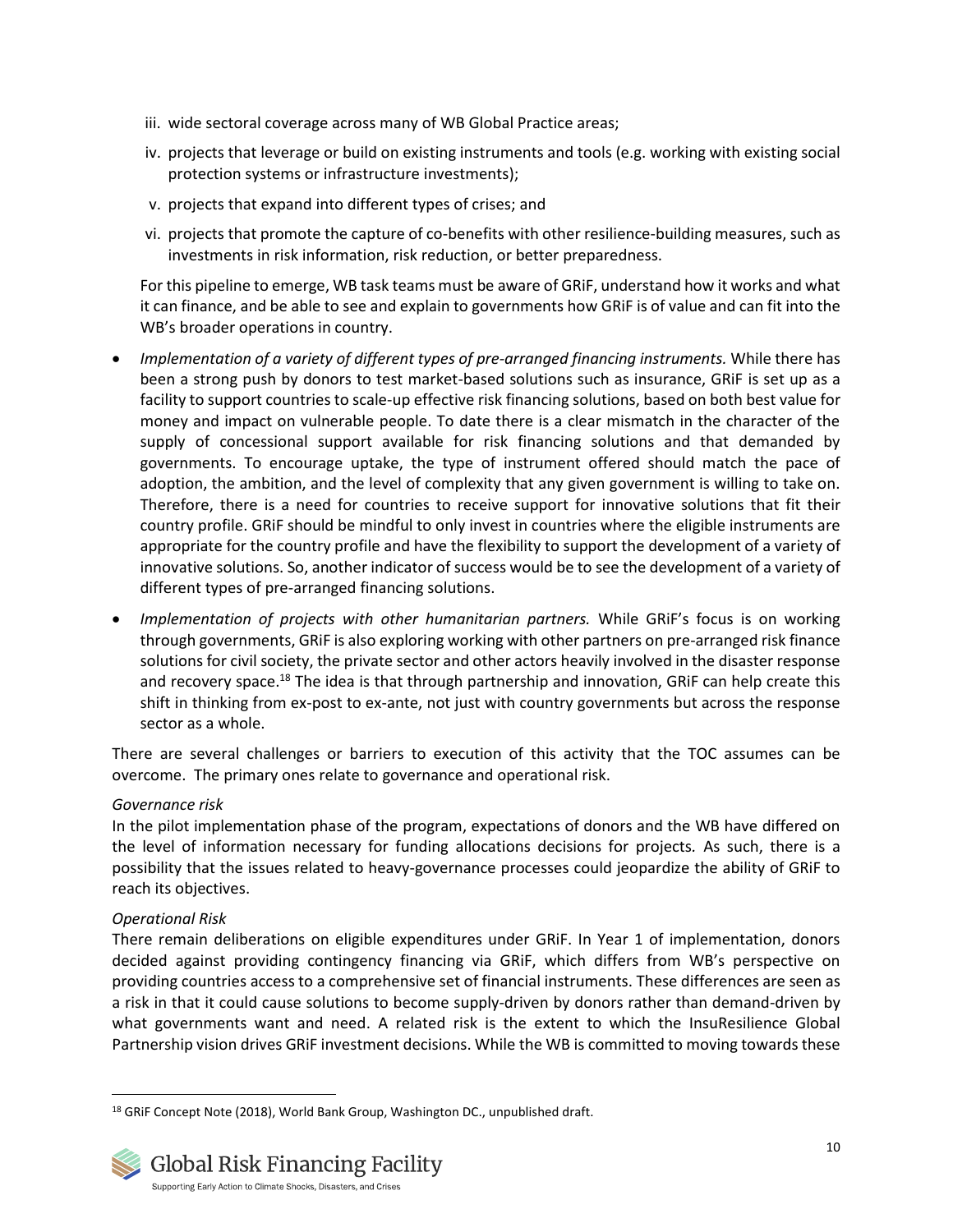iii. wide sectoral coverage across many of WB Global Practice areas;

iv. projects that leverage or build on existing instruments and tools (e.g. working with existing social protection systems or infrastructure investments);

v. projects that expand into different types of crises; and

vi. projects that promote the capture of co-benefits with other resilience-building measures, such as investments in risk information, risk reduction, or better preparedness.

For this pipeline to emerge, WB task teams must be aware of GRiF, understand how it works and what it can finance, and be able to see and explain to governments how GRiF is of value and can fit into the WB's broader operations in country.

- *Implementation of a variety of different types of pre-arranged financing instruments.* While there has been a strong push by donors to test market-based solutions such as insurance, GRiF is set up as a facility to support countries to scale-up effective risk financing solutions, based on both best value for money and impact on vulnerable people. To date there is a clear mismatch in the character of the supply of concessional support available for risk financing solutions and that demanded by governments. To encourage uptake, the type of instrument offered should match the pace of adoption, the ambition, and the level of complexity that any given government is willing to take on. Therefore, there is a need for countries to receive support for innovative solutions that fit their country profile. GRiF should be mindful to only invest in countries where the eligible instruments are appropriate for the country profile and have the flexibility to support the development of a variety of innovative solutions. So, another indicator of success would be to see the development of a variety of different types of pre-arranged financing solutions.
- *Implementation of projects with other humanitarian partners.* While GRiF's focus is on working through governments, GRiF is also exploring working with other partners on pre-arranged risk finance solutions for civil society, the private sector and other actors heavily involved in the disaster response and recovery space.[18] The idea is that through partnership and innovation, GRiF can help create this shift in thinking from ex-post to ex-ante, not just with country governments but across the response sector as a whole.

There are several challenges or barriers to execution of this activity that the TOC assumes can be overcome. The primary ones relate to governance and operational risk.

*Governance risk*
In the pilot implementation phase of the program, expectations of donors and the WB have differed on the level of information necessary for funding allocations decisions for projects. As such, there is a possibility that the issues related to heavy-governance processes could jeopardize the ability of GRiF to reach its objectives.

*Operational Risk*
There remain deliberations on eligible expenditures under GRiF. In Year 1 of implementation, donors decided against providing contingency financing via GRiF, which differs from WB's perspective on providing countries access to a comprehensive set of financial instruments. These differences are seen as a risk in that it could cause solutions to become supply-driven by donors rather than demand-driven by what governments want and need. A related risk is the extent to which the InsuResilience Global Partnership vision drives GRiF investment decisions. While the WB is committed to moving towards these

[18] GRiF Concept Note (2018), World Bank Group, Washington DC., unpublished draft.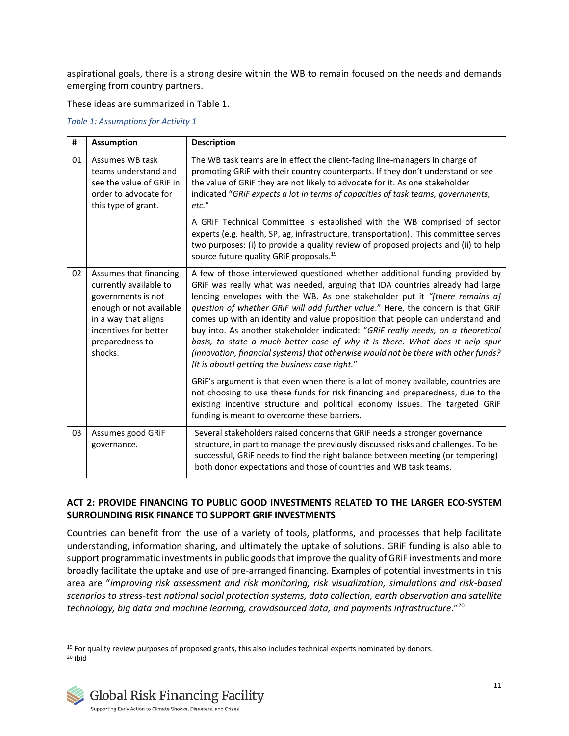aspirational goals, there is a strong desire within the WB to remain focused on the needs and demands emerging from country partners.

These ideas are summarized in Table 1.

*Table 1: Assumptions for Activity 1*

| # | Assumption | Description |
|---|---|---|
| 01 | Assumes WB task teams understand and see the value of GRiF in order to advocate for this type of grant. | The WB task teams are in effect the client-facing line-managers in charge of promoting GRiF with their country counterparts. If they don't understand or see the value of GRiF they are not likely to advocate for it. As one stakeholder indicated "*GRiF expects a lot in terms of capacities of task teams, governments, etc.*"<br><br>A GRiF Technical Committee is established with the WB comprised of sector experts (e.g. health, SP, ag, infrastructure, transportation). This committee serves two purposes: (i) to provide a quality review of proposed projects and (ii) to help source future quality GRiF proposals.[19] |
| 02 | Assumes that financing currently available to governments is not enough or not available in a way that aligns incentives for better preparedness to shocks. | A few of those interviewed questioned whether additional funding provided by GRiF was really what was needed, arguing that IDA countries already had large lending envelopes with the WB. As one stakeholder put it *"[there remains a] question of whether GRiF will add further value*." Here, the concern is that GRiF comes up with an identity and value proposition that people can understand and buy into. As another stakeholder indicated: "*GRiF really needs, on a theoretical basis, to state a much better case of why it is there. What does it help spur (innovation, financial systems) that otherwise would not be there with other funds? [It is about] getting the business case right.*"<br><br>GRiF's argument is that even when there is a lot of money available, countries are not choosing to use these funds for risk financing and preparedness, due to the existing incentive structure and political economy issues. The targeted GRiF funding is meant to overcome these barriers. |
| 03 | Assumes good GRiF governance. | Several stakeholders raised concerns that GRiF needs a stronger governance structure, in part to manage the previously discussed risks and challenges. To be successful, GRiF needs to find the right balance between meeting (or tempering) both donor expectations and those of countries and WB task teams. |

**ACT 2: PROVIDE FINANCING TO PUBLIC GOOD INVESTMENTS RELATED TO THE LARGER ECO-SYSTEM SURROUNDING RISK FINANCE TO SUPPORT GRIF INVESTMENTS**

Countries can benefit from the use of a variety of tools, platforms, and processes that help facilitate understanding, information sharing, and ultimately the uptake of solutions. GRiF funding is also able to support programmatic investments in public goods that improve the quality of GRiF investments and more broadly facilitate the uptake and use of pre-arranged financing. Examples of potential investments in this area are "*improving risk assessment and risk monitoring, risk visualization, simulations and risk-based scenarios to stress-test national social protection systems, data collection, earth observation and satellite technology, big data and machine learning, crowdsourced data, and payments infrastructure*."[20]

[19] For quality review purposes of proposed grants, this also includes technical experts nominated by donors.
[20] ibid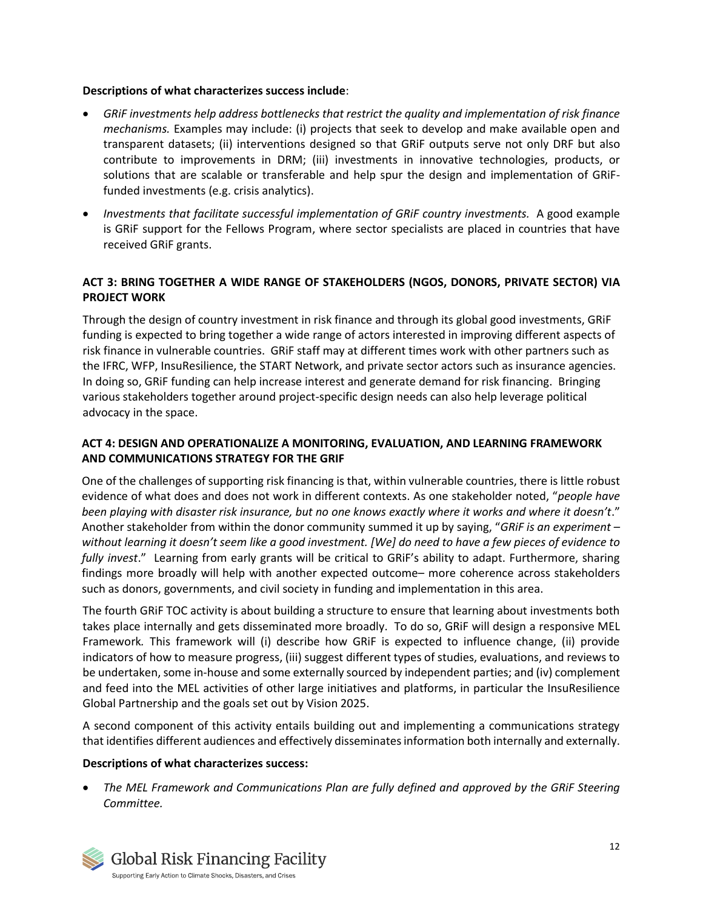**Descriptions of what characterizes success include**:

- *GRiF investments help address bottlenecks that restrict the quality and implementation of risk finance mechanisms.* Examples may include: (i) projects that seek to develop and make available open and transparent datasets; (ii) interventions designed so that GRiF outputs serve not only DRF but also contribute to improvements in DRM; (iii) investments in innovative technologies, products, or solutions that are scalable or transferable and help spur the design and implementation of GRiF-funded investments (e.g. crisis analytics).
- *Investments that facilitate successful implementation of GRiF country investments.* A good example is GRiF support for the Fellows Program, where sector specialists are placed in countries that have received GRiF grants.

### ACT 3: BRING TOGETHER A WIDE RANGE OF STAKEHOLDERS (NGOS, DONORS, PRIVATE SECTOR) VIA PROJECT WORK

Through the design of country investment in risk finance and through its global good investments, GRiF funding is expected to bring together a wide range of actors interested in improving different aspects of risk finance in vulnerable countries. GRiF staff may at different times work with other partners such as the IFRC, WFP, InsuResilience, the START Network, and private sector actors such as insurance agencies. In doing so, GRiF funding can help increase interest and generate demand for risk financing. Bringing various stakeholders together around project-specific design needs can also help leverage political advocacy in the space.

### ACT 4: DESIGN AND OPERATIONALIZE A MONITORING, EVALUATION, AND LEARNING FRAMEWORK AND COMMUNICATIONS STRATEGY FOR THE GRIF

One of the challenges of supporting risk financing is that, within vulnerable countries, there is little robust evidence of what does and does not work in different contexts. As one stakeholder noted, "*people have been playing with disaster risk insurance, but no one knows exactly where it works and where it doesn't*." Another stakeholder from within the donor community summed it up by saying, "*GRiF is an experiment – without learning it doesn't seem like a good investment. [We] do need to have a few pieces of evidence to fully invest*." Learning from early grants will be critical to GRiF's ability to adapt. Furthermore, sharing findings more broadly will help with another expected outcome– more coherence across stakeholders such as donors, governments, and civil society in funding and implementation in this area.

The fourth GRiF TOC activity is about building a structure to ensure that learning about investments both takes place internally and gets disseminated more broadly. To do so, GRiF will design a responsive MEL Framework*.* This framework will (i) describe how GRiF is expected to influence change, (ii) provide indicators of how to measure progress, (iii) suggest different types of studies, evaluations, and reviews to be undertaken, some in-house and some externally sourced by independent parties; and (iv) complement and feed into the MEL activities of other large initiatives and platforms, in particular the InsuResilience Global Partnership and the goals set out by Vision 2025.

A second component of this activity entails building out and implementing a communications strategy that identifies different audiences and effectively disseminates information both internally and externally.

**Descriptions of what characterizes success:**

- *The MEL Framework and Communications Plan are fully defined and approved by the GRiF Steering Committee.*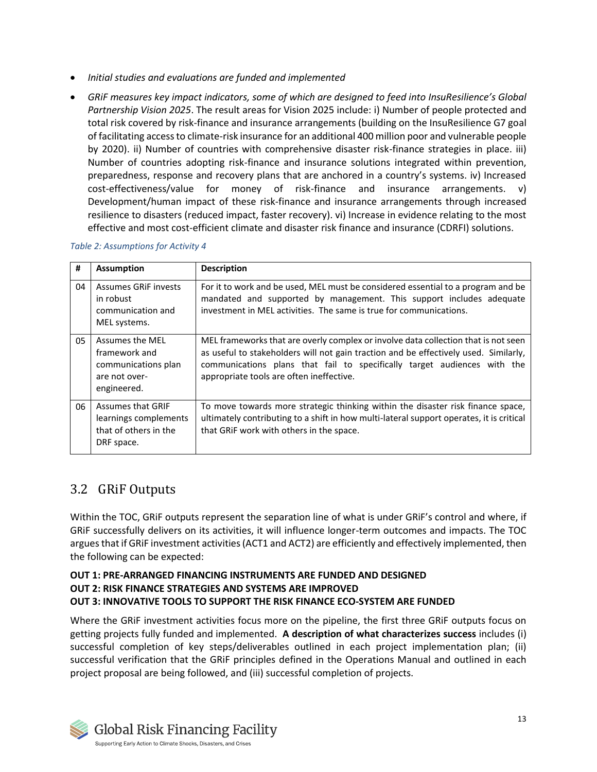- *Initial studies and evaluations are funded and implemented*
- *GRiF measures key impact indicators, some of which are designed to feed into InsuResilience's Global Partnership Vision 2025*. The result areas for Vision 2025 include: i) Number of people protected and total risk covered by risk-finance and insurance arrangements (building on the InsuResilience G7 goal of facilitating access to climate-risk insurance for an additional 400 million poor and vulnerable people by 2020). ii) Number of countries with comprehensive disaster risk-finance strategies in place. iii) Number of countries adopting risk-finance and insurance solutions integrated within prevention, preparedness, response and recovery plans that are anchored in a country's systems. iv) Increased cost-effectiveness/value for money of risk-finance and insurance arrangements. v) Development/human impact of these risk-finance and insurance arrangements through increased resilience to disasters (reduced impact, faster recovery). vi) Increase in evidence relating to the most effective and most cost-efficient climate and disaster risk finance and insurance (CDRFI) solutions.

*Table 2: Assumptions for Activity 4*

| # | Assumption | Description |
|---|---|---|
| 04 | Assumes GRiF invests in robust communication and MEL systems. | For it to work and be used, MEL must be considered essential to a program and be mandated and supported by management. This support includes adequate investment in MEL activities. The same is true for communications. |
| 05 | Assumes the MEL framework and communications plan are not over-engineered. | MEL frameworks that are overly complex or involve data collection that is not seen as useful to stakeholders will not gain traction and be effectively used. Similarly, communications plans that fail to specifically target audiences with the appropriate tools are often ineffective. |
| 06 | Assumes that GRIF learnings complements that of others in the DRF space. | To move towards more strategic thinking within the disaster risk finance space, ultimately contributing to a shift in how multi-lateral support operates, it is critical that GRiF work with others in the space. |

## 3.2 GRiF Outputs

Within the TOC, GRiF outputs represent the separation line of what is under GRiF's control and where, if GRiF successfully delivers on its activities, it will influence longer-term outcomes and impacts. The TOC argues that if GRiF investment activities (ACT1 and ACT2) are efficiently and effectively implemented, then the following can be expected:

**OUT 1: PRE-ARRANGED FINANCING INSTRUMENTS ARE FUNDED AND DESIGNED**
**OUT 2: RISK FINANCE STRATEGIES AND SYSTEMS ARE IMPROVED**
**OUT 3: INNOVATIVE TOOLS TO SUPPORT THE RISK FINANCE ECO-SYSTEM ARE FUNDED**

Where the GRiF investment activities focus more on the pipeline, the first three GRiF outputs focus on getting projects fully funded and implemented. **A description of what characterizes success** includes (i) successful completion of key steps/deliverables outlined in each project implementation plan; (ii) successful verification that the GRiF principles defined in the Operations Manual and outlined in each project proposal are being followed, and (iii) successful completion of projects.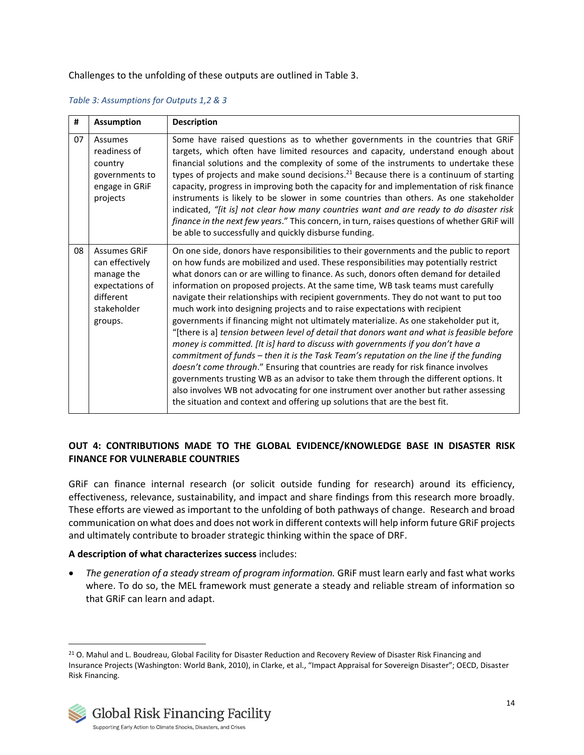Challenges to the unfolding of these outputs are outlined in Table 3.

*Table 3: Assumptions for Outputs 1,2 & 3*

| # | Assumption | Description |
|---|---|---|
| 07 | Assumes readiness of country governments to engage in GRiF projects | Some have raised questions as to whether governments in the countries that GRiF targets, which often have limited resources and capacity, understand enough about financial solutions and the complexity of some of the instruments to undertake these types of projects and make sound decisions.[21] Because there is a continuum of starting capacity, progress in improving both the capacity for and implementation of risk finance instruments is likely to be slower in some countries than others. As one stakeholder indicated, *"[it is] not clear how many countries want and are ready to do disaster risk finance in the next few years*." This concern, in turn, raises questions of whether GRiF will be able to successfully and quickly disburse funding. |
| 08 | Assumes GRiF can effectively manage the expectations of different stakeholder groups. | On one side, donors have responsibilities to their governments and the public to report on how funds are mobilized and used. These responsibilities may potentially restrict what donors can or are willing to finance. As such, donors often demand for detailed information on proposed projects. At the same time, WB task teams must carefully navigate their relationships with recipient governments. They do not want to put too much work into designing projects and to raise expectations with recipient governments if financing might not ultimately materialize. As one stakeholder put it, "[there is a] *tension between level of detail that donors want and what is feasible before money is committed. [It is] hard to discuss with governments if you don't have a commitment of funds – then it is the Task Team's reputation on the line if the funding doesn't come through*." Ensuring that countries are ready for risk finance involves governments trusting WB as an advisor to take them through the different options. It also involves WB not advocating for one instrument over another but rather assessing the situation and context and offering up solutions that are the best fit. |

### OUT 4: CONTRIBUTIONS MADE TO THE GLOBAL EVIDENCE/KNOWLEDGE BASE IN DISASTER RISK FINANCE FOR VULNERABLE COUNTRIES

GRiF can finance internal research (or solicit outside funding for research) around its efficiency, effectiveness, relevance, sustainability, and impact and share findings from this research more broadly. These efforts are viewed as important to the unfolding of both pathways of change. Research and broad communication on what does and does not work in different contexts will help inform future GRiF projects and ultimately contribute to broader strategic thinking within the space of DRF.

**A description of what characterizes success** includes:

- *The generation of a steady stream of program information.* GRiF must learn early and fast what works where. To do so, the MEL framework must generate a steady and reliable stream of information so that GRiF can learn and adapt.

[21] O. Mahul and L. Boudreau, Global Facility for Disaster Reduction and Recovery Review of Disaster Risk Financing and Insurance Projects (Washington: World Bank, 2010), in Clarke, et al., "Impact Appraisal for Sovereign Disaster"; OECD, Disaster Risk Financing.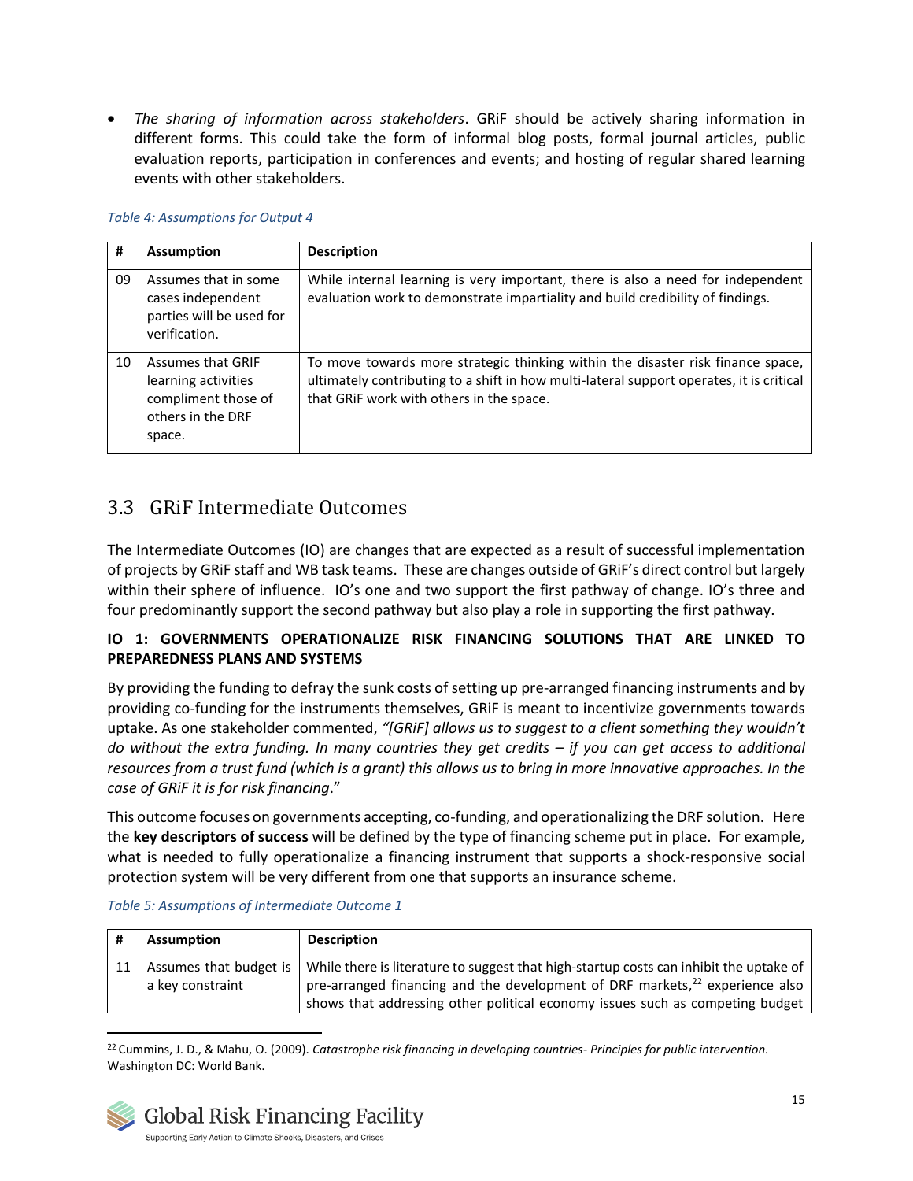- *The sharing of information across stakeholders*. GRiF should be actively sharing information in different forms. This could take the form of informal blog posts, formal journal articles, public evaluation reports, participation in conferences and events; and hosting of regular shared learning events with other stakeholders.

*Table 4: Assumptions for Output 4*

| # | Assumption | Description |
|---|---|---|
| 09 | Assumes that in some cases independent parties will be used for verification. | While internal learning is very important, there is also a need for independent evaluation work to demonstrate impartiality and build credibility of findings. |
| 10 | Assumes that GRIF learning activities compliment those of others in the DRF space. | To move towards more strategic thinking within the disaster risk finance space, ultimately contributing to a shift in how multi-lateral support operates, it is critical that GRiF work with others in the space. |

## 3.3 GRiF Intermediate Outcomes

The Intermediate Outcomes (IO) are changes that are expected as a result of successful implementation of projects by GRiF staff and WB task teams. These are changes outside of GRiF's direct control but largely within their sphere of influence. IO's one and two support the first pathway of change. IO's three and four predominantly support the second pathway but also play a role in supporting the first pathway.

**IO 1: GOVERNMENTS OPERATIONALIZE RISK FINANCING SOLUTIONS THAT ARE LINKED TO PREPAREDNESS PLANS AND SYSTEMS**

By providing the funding to defray the sunk costs of setting up pre-arranged financing instruments and by providing co-funding for the instruments themselves, GRiF is meant to incentivize governments towards uptake. As one stakeholder commented, *"[GRiF] allows us to suggest to a client something they wouldn't do without the extra funding. In many countries they get credits – if you can get access to additional resources from a trust fund (which is a grant) this allows us to bring in more innovative approaches. In the case of GRiF it is for risk financing*."

This outcome focuses on governments accepting, co-funding, and operationalizing the DRF solution. Here the **key descriptors of success** will be defined by the type of financing scheme put in place. For example, what is needed to fully operationalize a financing instrument that supports a shock-responsive social protection system will be very different from one that supports an insurance scheme.

*Table 5: Assumptions of Intermediate Outcome 1*

| # | Assumption | Description |
|---|---|---|
| 11 | Assumes that budget is a key constraint | While there is literature to suggest that high-startup costs can inhibit the uptake of pre-arranged financing and the development of DRF markets,[22] experience also shows that addressing other political economy issues such as competing budget |

[22] Cummins, J. D., & Mahu, O. (2009). *Catastrophe risk financing in developing countries- Principles for public intervention.* Washington DC: World Bank.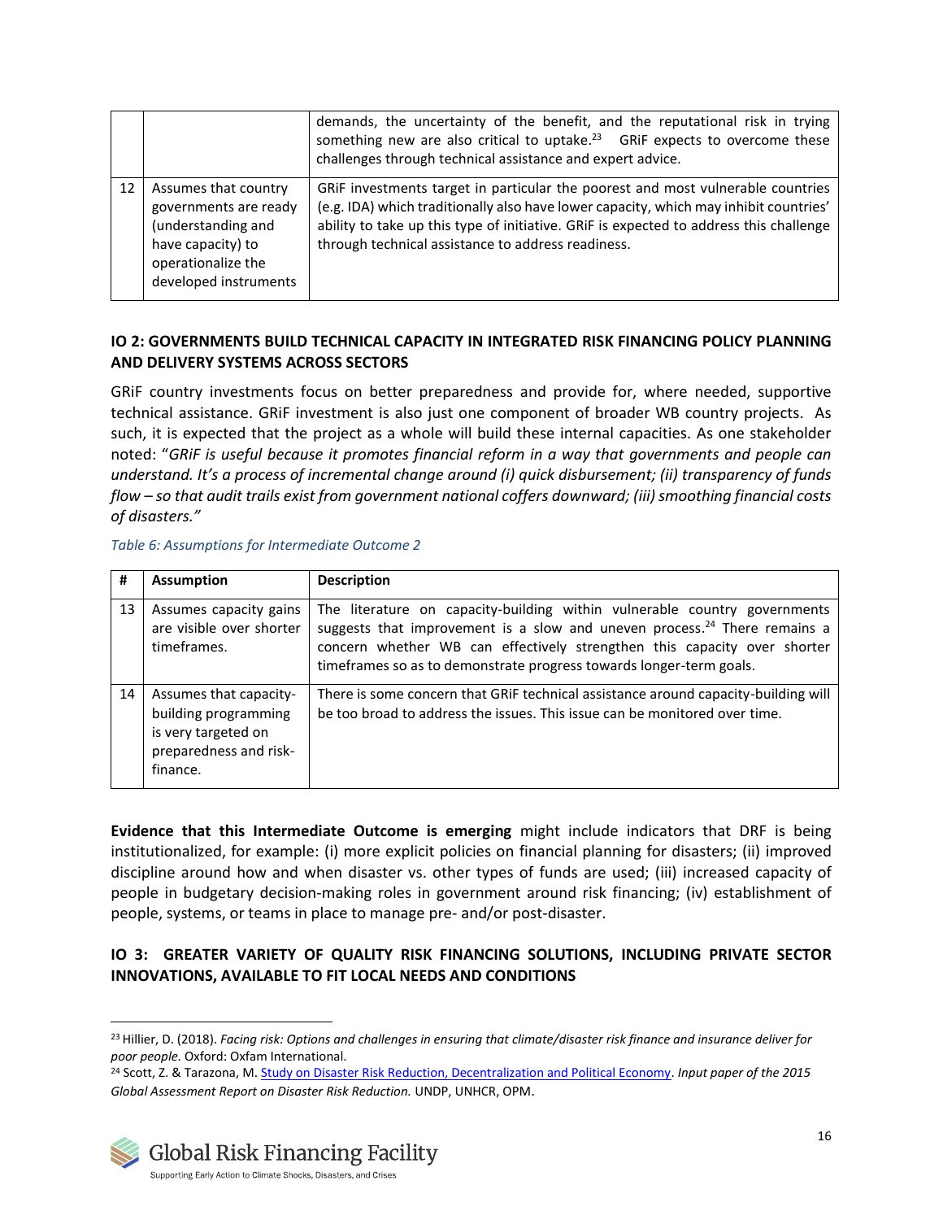| | | demands, the uncertainty of the benefit, and the reputational risk in trying something new are also critical to uptake.[23] GRiF expects to overcome these challenges through technical assistance and expert advice. |
|---|---|---|
| 12 | Assumes that country governments are ready (understanding and have capacity) to operationalize the developed instruments | GRiF investments target in particular the poorest and most vulnerable countries (e.g. IDA) which traditionally also have lower capacity, which may inhibit countries' ability to take up this type of initiative. GRiF is expected to address this challenge through technical assistance to address readiness. |

**IO 2: GOVERNMENTS BUILD TECHNICAL CAPACITY IN INTEGRATED RISK FINANCING POLICY PLANNING AND DELIVERY SYSTEMS ACROSS SECTORS**

GRiF country investments focus on better preparedness and provide for, where needed, supportive technical assistance. GRiF investment is also just one component of broader WB country projects. As such, it is expected that the project as a whole will build these internal capacities. As one stakeholder noted: "*GRiF is useful because it promotes financial reform in a way that governments and people can understand. It's a process of incremental change around (i) quick disbursement; (ii) transparency of funds flow – so that audit trails exist from government national coffers downward; (iii) smoothing financial costs of disasters."*

*Table 6: Assumptions for Intermediate Outcome 2*

| # | Assumption | Description |
|---|---|---|
| 13 | Assumes capacity gains are visible over shorter timeframes. | The literature on capacity-building within vulnerable country governments suggests that improvement is a slow and uneven process.[24] There remains a concern whether WB can effectively strengthen this capacity over shorter timeframes so as to demonstrate progress towards longer-term goals. |
| 14 | Assumes that capacity-building programming is very targeted on preparedness and risk-finance. | There is some concern that GRiF technical assistance around capacity-building will be too broad to address the issues. This issue can be monitored over time. |

**Evidence that this Intermediate Outcome is emerging** might include indicators that DRF is being institutionalized, for example: (i) more explicit policies on financial planning for disasters; (ii) improved discipline around how and when disaster vs. other types of funds are used; (iii) increased capacity of people in budgetary decision-making roles in government around risk financing; (iv) establishment of people, systems, or teams in place to manage pre- and/or post-disaster.

**IO 3: GREATER VARIETY OF QUALITY RISK FINANCING SOLUTIONS, INCLUDING PRIVATE SECTOR INNOVATIONS, AVAILABLE TO FIT LOCAL NEEDS AND CONDITIONS**

---

[23] Hillier, D. (2018). *Facing risk: Options and challenges in ensuring that climate/disaster risk finance and insurance deliver for poor people.* Oxford: Oxfam International.

[24] Scott, Z. & Tarazona, M. Study on Disaster Risk Reduction, Decentralization and Political Economy. *Input paper of the 2015 Global Assessment Report on Disaster Risk Reduction.* UNDP, UNHCR, OPM.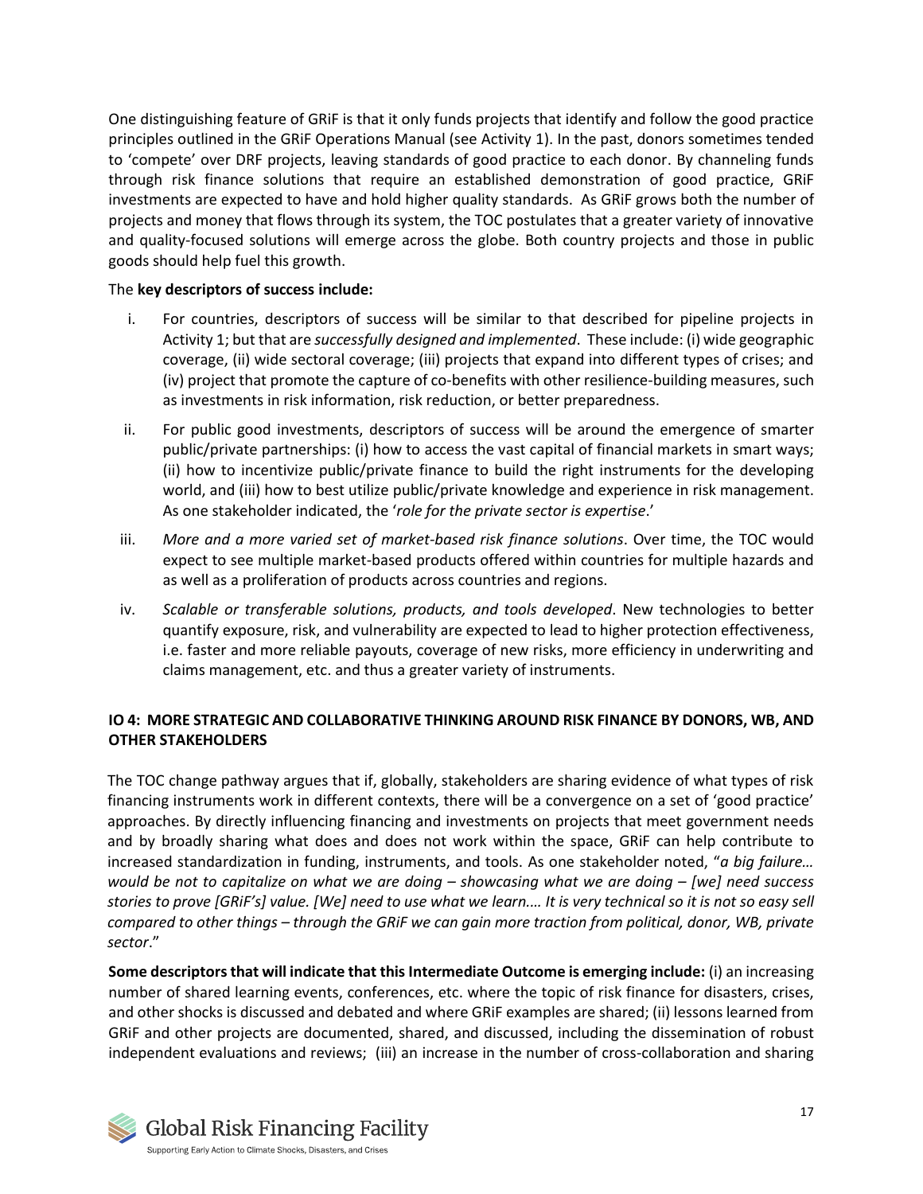One distinguishing feature of GRiF is that it only funds projects that identify and follow the good practice principles outlined in the GRiF Operations Manual (see Activity 1). In the past, donors sometimes tended to 'compete' over DRF projects, leaving standards of good practice to each donor. By channeling funds through risk finance solutions that require an established demonstration of good practice, GRiF investments are expected to have and hold higher quality standards. As GRiF grows both the number of projects and money that flows through its system, the TOC postulates that a greater variety of innovative and quality-focused solutions will emerge across the globe. Both country projects and those in public goods should help fuel this growth.

The **key descriptors of success include:**

i. For countries, descriptors of success will be similar to that described for pipeline projects in Activity 1; but that are *successfully designed and implemented*. These include: (i) wide geographic coverage, (ii) wide sectoral coverage; (iii) projects that expand into different types of crises; and (iv) project that promote the capture of co-benefits with other resilience-building measures, such as investments in risk information, risk reduction, or better preparedness.

ii. For public good investments, descriptors of success will be around the emergence of smarter public/private partnerships: (i) how to access the vast capital of financial markets in smart ways; (ii) how to incentivize public/private finance to build the right instruments for the developing world, and (iii) how to best utilize public/private knowledge and experience in risk management. As one stakeholder indicated, the '*role for the private sector is expertise*.'

iii. *More and a more varied set of market-based risk finance solutions*. Over time, the TOC would expect to see multiple market-based products offered within countries for multiple hazards and as well as a proliferation of products across countries and regions.

iv. *Scalable or transferable solutions, products, and tools developed*. New technologies to better quantify exposure, risk, and vulnerability are expected to lead to higher protection effectiveness, i.e. faster and more reliable payouts, coverage of new risks, more efficiency in underwriting and claims management, etc. and thus a greater variety of instruments.

**IO 4: MORE STRATEGIC AND COLLABORATIVE THINKING AROUND RISK FINANCE BY DONORS, WB, AND OTHER STAKEHOLDERS**

The TOC change pathway argues that if, globally, stakeholders are sharing evidence of what types of risk financing instruments work in different contexts, there will be a convergence on a set of 'good practice' approaches. By directly influencing financing and investments on projects that meet government needs and by broadly sharing what does and does not work within the space, GRiF can help contribute to increased standardization in funding, instruments, and tools. As one stakeholder noted, "*a big failure… would be not to capitalize on what we are doing – showcasing what we are doing – [we] need success stories to prove [GRiF's] value. [We] need to use what we learn.… It is very technical so it is not so easy sell compared to other things – through the GRiF we can gain more traction from political, donor, WB, private sector*."

**Some descriptors that will indicate that this Intermediate Outcome is emerging include:** (i) an increasing number of shared learning events, conferences, etc. where the topic of risk finance for disasters, crises, and other shocks is discussed and debated and where GRiF examples are shared; (ii) lessons learned from GRiF and other projects are documented, shared, and discussed, including the dissemination of robust independent evaluations and reviews; (iii) an increase in the number of cross-collaboration and sharing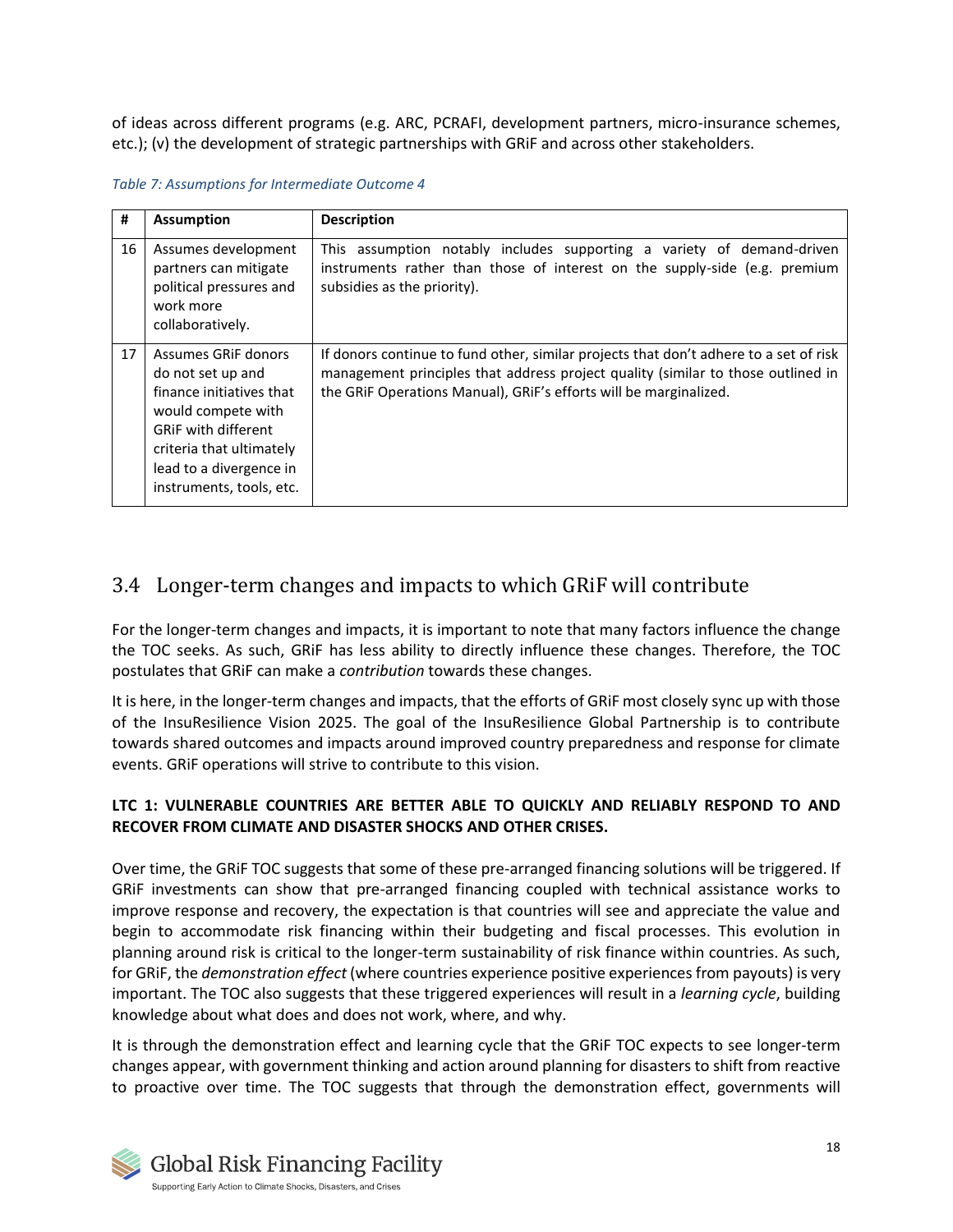of ideas across different programs (e.g. ARC, PCRAFI, development partners, micro-insurance schemes, etc.); (v) the development of strategic partnerships with GRiF and across other stakeholders.

*Table 7: Assumptions for Intermediate Outcome 4*

| # | Assumption | Description |
|---|---|---|
| 16 | Assumes development partners can mitigate political pressures and work more collaboratively. | This assumption notably includes supporting a variety of demand-driven instruments rather than those of interest on the supply-side (e.g. premium subsidies as the priority). |
| 17 | Assumes GRiF donors do not set up and finance initiatives that would compete with GRiF with different criteria that ultimately lead to a divergence in instruments, tools, etc. | If donors continue to fund other, similar projects that don't adhere to a set of risk management principles that address project quality (similar to those outlined in the GRiF Operations Manual), GRiF's efforts will be marginalized. |

## 3.4 Longer-term changes and impacts to which GRiF will contribute

For the longer-term changes and impacts, it is important to note that many factors influence the change the TOC seeks. As such, GRiF has less ability to directly influence these changes. Therefore, the TOC postulates that GRiF can make a *contribution* towards these changes.

It is here, in the longer-term changes and impacts, that the efforts of GRiF most closely sync up with those of the InsuResilience Vision 2025. The goal of the InsuResilience Global Partnership is to contribute towards shared outcomes and impacts around improved country preparedness and response for climate events. GRiF operations will strive to contribute to this vision.

**LTC 1: VULNERABLE COUNTRIES ARE BETTER ABLE TO QUICKLY AND RELIABLY RESPOND TO AND RECOVER FROM CLIMATE AND DISASTER SHOCKS AND OTHER CRISES.**

Over time, the GRiF TOC suggests that some of these pre-arranged financing solutions will be triggered. If GRiF investments can show that pre-arranged financing coupled with technical assistance works to improve response and recovery, the expectation is that countries will see and appreciate the value and begin to accommodate risk financing within their budgeting and fiscal processes. This evolution in planning around risk is critical to the longer-term sustainability of risk finance within countries. As such, for GRiF, the *demonstration effect* (where countries experience positive experiences from payouts) is very important. The TOC also suggests that these triggered experiences will result in a *learning cycle*, building knowledge about what does and does not work, where, and why.

It is through the demonstration effect and learning cycle that the GRiF TOC expects to see longer-term changes appear, with government thinking and action around planning for disasters to shift from reactive to proactive over time. The TOC suggests that through the demonstration effect, governments will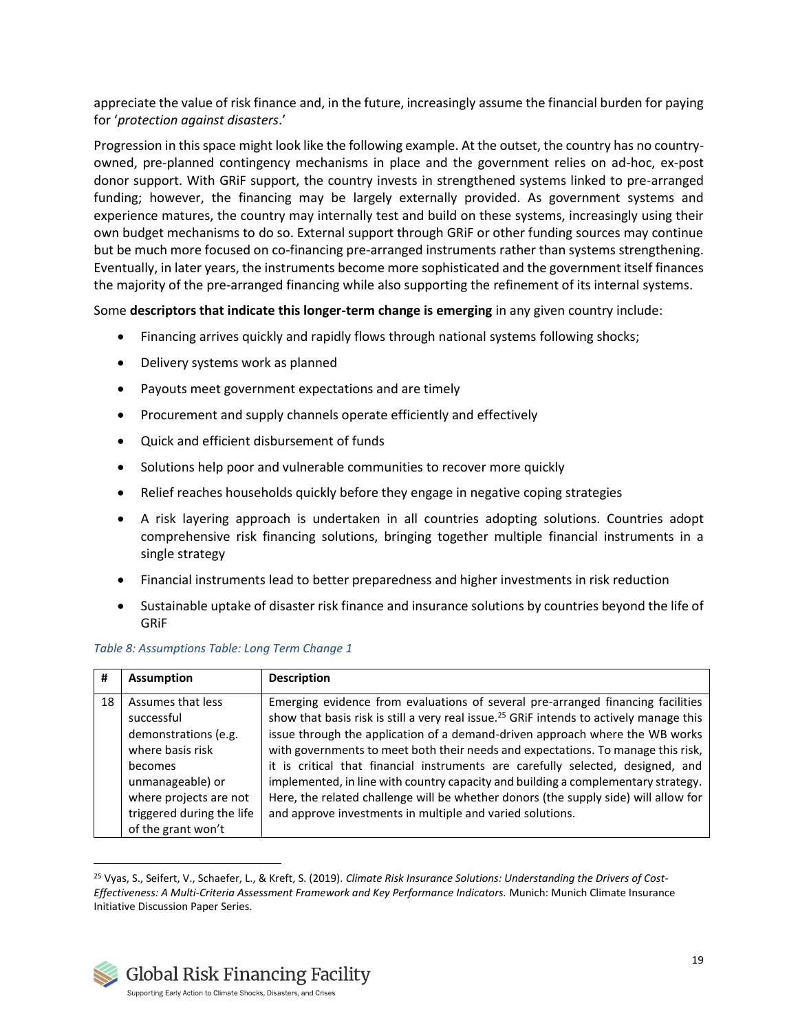appreciate the value of risk finance and, in the future, increasingly assume the financial burden for paying for '*protection against disasters*.'

Progression in this space might look like the following example. At the outset, the country has no country-owned, pre-planned contingency mechanisms in place and the government relies on ad-hoc, ex-post donor support. With GRiF support, the country invests in strengthened systems linked to pre-arranged funding; however, the financing may be largely externally provided. As government systems and experience matures, the country may internally test and build on these systems, increasingly using their own budget mechanisms to do so. External support through GRiF or other funding sources may continue but be much more focused on co-financing pre-arranged instruments rather than systems strengthening. Eventually, in later years, the instruments become more sophisticated and the government itself finances the majority of the pre-arranged financing while also supporting the refinement of its internal systems.

Some **descriptors that indicate this longer-term change is emerging** in any given country include:

- Financing arrives quickly and rapidly flows through national systems following shocks;
- Delivery systems work as planned
- Payouts meet government expectations and are timely
- Procurement and supply channels operate efficiently and effectively
- Quick and efficient disbursement of funds
- Solutions help poor and vulnerable communities to recover more quickly
- Relief reaches households quickly before they engage in negative coping strategies
- A risk layering approach is undertaken in all countries adopting solutions. Countries adopt comprehensive risk financing solutions, bringing together multiple financial instruments in a single strategy
- Financial instruments lead to better preparedness and higher investments in risk reduction
- Sustainable uptake of disaster risk finance and insurance solutions by countries beyond the life of GRiF

*Table 8: Assumptions Table: Long Term Change 1*

| # | Assumption | Description |
|---|---|---|
| 18 | Assumes that less successful demonstrations (e.g. where basis risk becomes unmanageable) or where projects are not triggered during the life of the grant won't | Emerging evidence from evaluations of several pre-arranged financing facilities show that basis risk is still a very real issue.[25] GRiF intends to actively manage this issue through the application of a demand-driven approach where the WB works with governments to meet both their needs and expectations. To manage this risk, it is critical that financial instruments are carefully selected, designed, and implemented, in line with country capacity and building a complementary strategy. Here, the related challenge will be whether donors (the supply side) will allow for and approve investments in multiple and varied solutions. |

[25] Vyas, S., Seifert, V., Schaefer, L., & Kreft, S. (2019). *Climate Risk Insurance Solutions: Understanding the Drivers of Cost-Effectiveness: A Multi-Criteria Assessment Framework and Key Performance Indicators.* Munich: Munich Climate Insurance Initiative Discussion Paper Series.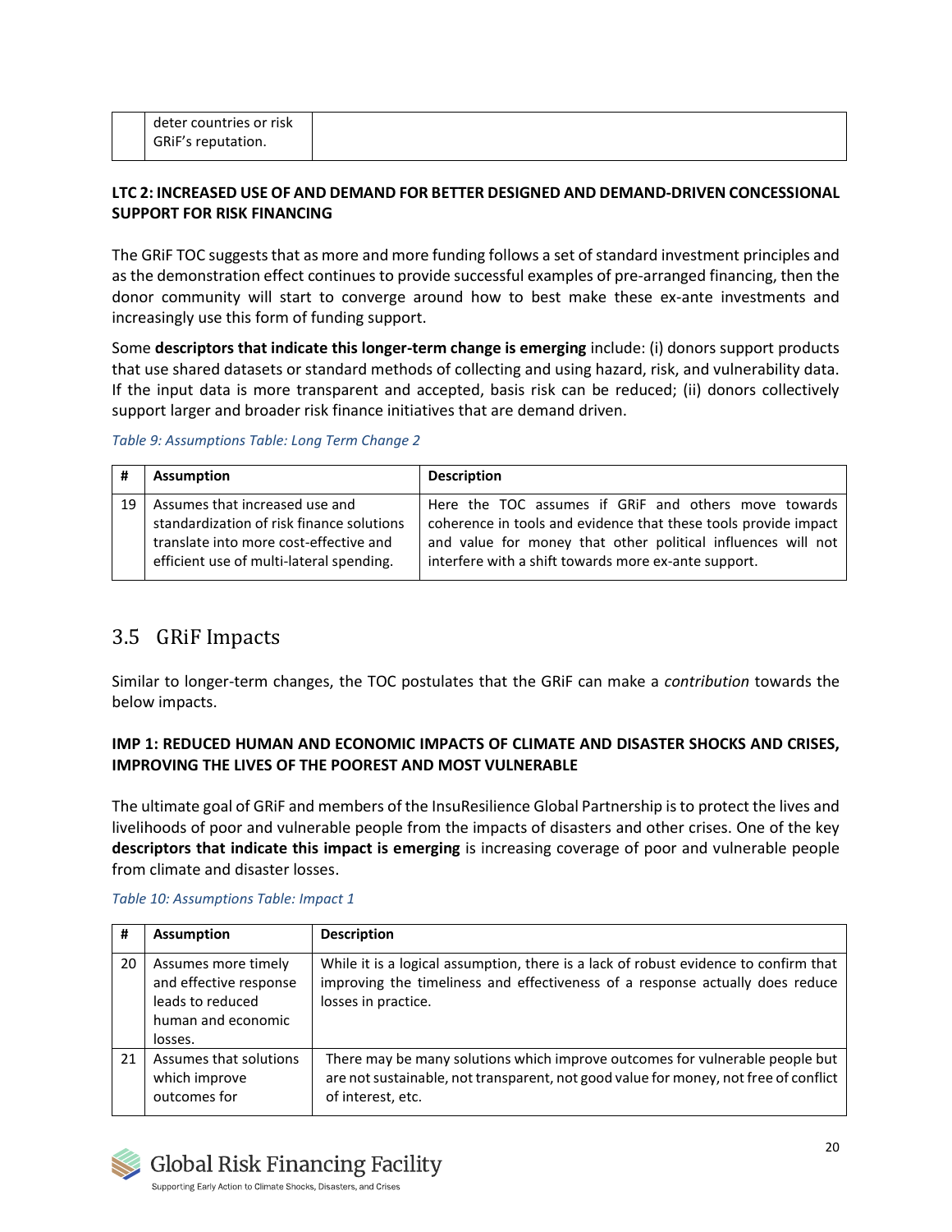| | deter countries or risk GRiF's reputation. | |
|---|---|---|

**LTC 2: INCREASED USE OF AND DEMAND FOR BETTER DESIGNED AND DEMAND-DRIVEN CONCESSIONAL SUPPORT FOR RISK FINANCING**

The GRiF TOC suggests that as more and more funding follows a set of standard investment principles and as the demonstration effect continues to provide successful examples of pre-arranged financing, then the donor community will start to converge around how to best make these ex-ante investments and increasingly use this form of funding support.

Some **descriptors that indicate this longer-term change is emerging** include: (i) donors support products that use shared datasets or standard methods of collecting and using hazard, risk, and vulnerability data. If the input data is more transparent and accepted, basis risk can be reduced; (ii) donors collectively support larger and broader risk finance initiatives that are demand driven.

*Table 9: Assumptions Table: Long Term Change 2*

| # | Assumption | Description |
|---|---|---|
| 19 | Assumes that increased use and standardization of risk finance solutions translate into more cost-effective and efficient use of multi-lateral spending. | Here the TOC assumes if GRiF and others move towards coherence in tools and evidence that these tools provide impact and value for money that other political influences will not interfere with a shift towards more ex-ante support. |

## 3.5 GRiF Impacts

Similar to longer-term changes, the TOC postulates that the GRiF can make a *contribution* towards the below impacts.

**IMP 1: REDUCED HUMAN AND ECONOMIC IMPACTS OF CLIMATE AND DISASTER SHOCKS AND CRISES, IMPROVING THE LIVES OF THE POOREST AND MOST VULNERABLE**

The ultimate goal of GRiF and members of the InsuResilience Global Partnership is to protect the lives and livelihoods of poor and vulnerable people from the impacts of disasters and other crises. One of the key **descriptors that indicate this impact is emerging** is increasing coverage of poor and vulnerable people from climate and disaster losses.

*Table 10: Assumptions Table: Impact 1*

| # | Assumption | Description |
|---|---|---|
| 20 | Assumes more timely and effective response leads to reduced human and economic losses. | While it is a logical assumption, there is a lack of robust evidence to confirm that improving the timeliness and effectiveness of a response actually does reduce losses in practice. |
| 21 | Assumes that solutions which improve outcomes for | There may be many solutions which improve outcomes for vulnerable people but are not sustainable, not transparent, not good value for money, not free of conflict of interest, etc. |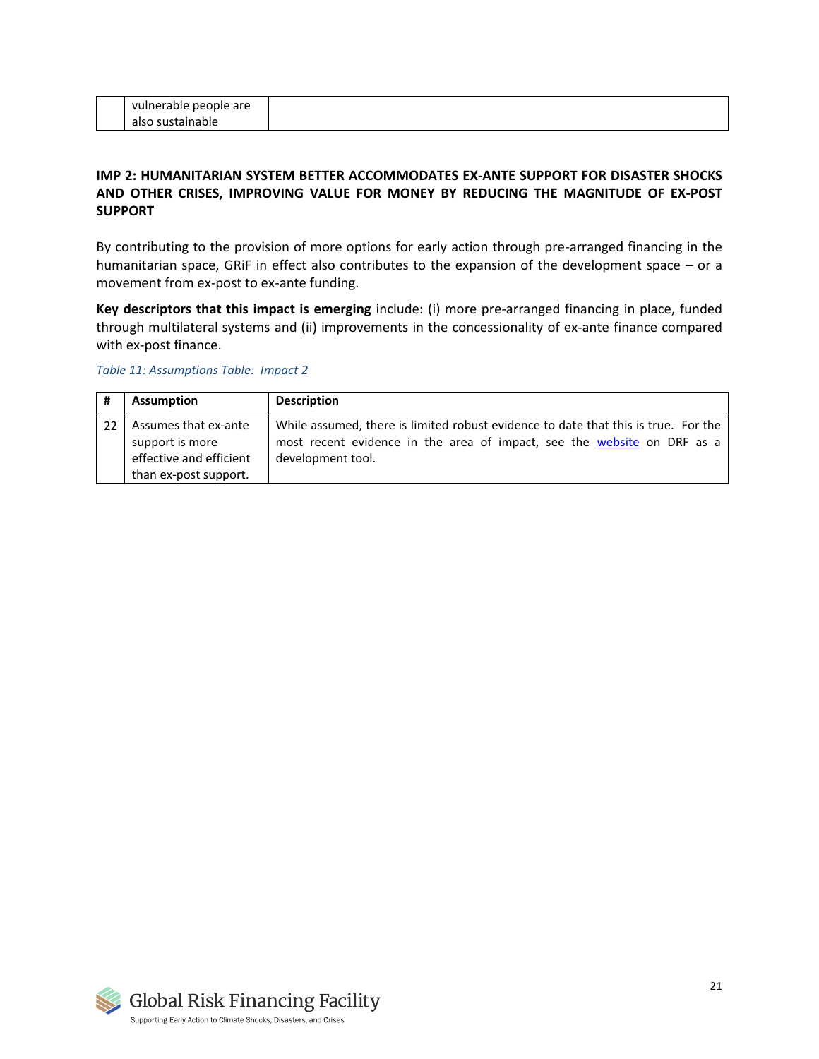| | | |
|---|---|---|
| | vulnerable people are also sustainable | |

**IMP 2: HUMANITARIAN SYSTEM BETTER ACCOMMODATES EX-ANTE SUPPORT FOR DISASTER SHOCKS AND OTHER CRISES, IMPROVING VALUE FOR MONEY BY REDUCING THE MAGNITUDE OF EX-POST SUPPORT**

By contributing to the provision of more options for early action through pre-arranged financing in the humanitarian space, GRiF in effect also contributes to the expansion of the development space – or a movement from ex-post to ex-ante funding.

**Key descriptors that this impact is emerging** include: (i) more pre-arranged financing in place, funded through multilateral systems and (ii) improvements in the concessionality of ex-ante finance compared with ex-post finance.

*Table 11: Assumptions Table: Impact 2*

| # | Assumption | Description |
|---|---|---|
| 22 | Assumes that ex-ante support is more effective and efficient than ex-post support. | While assumed, there is limited robust evidence to date that this is true. For the most recent evidence in the area of impact, see the website on DRF as a development tool. |